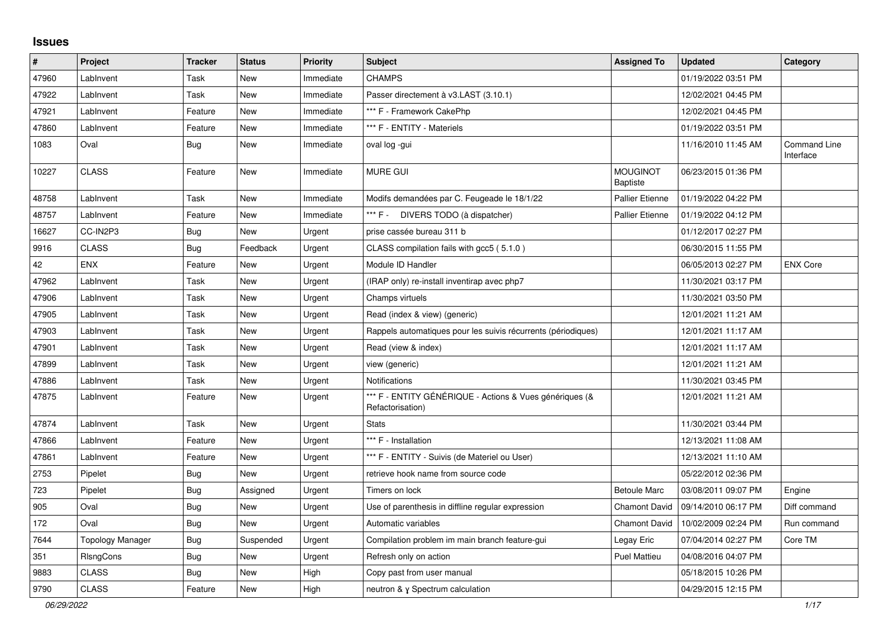# Issues

| # | Project | Tracker | Status | Priority | Subject | Assigned To | Updated | Category |
|---|---|---|---|---|---|---|---|---|
| 47960 | LabInvent | Task | New | Immediate | CHAMPS | | 01/19/2022 03:51 PM | |
| 47922 | LabInvent | Task | New | Immediate | Passer directement à v3.LAST (3.10.1) | | 12/02/2021 04:45 PM | |
| 47921 | LabInvent | Feature | New | Immediate | *** F - Framework CakePhp | | 12/02/2021 04:45 PM | |
| 47860 | LabInvent | Feature | New | Immediate | *** F - ENTITY - Materiels | | 01/19/2022 03:51 PM | |
| 1083 | Oval | Bug | New | Immediate | oval log -gui | | 11/16/2010 11:45 AM | Command Line Interface |
| 10227 | CLASS | Feature | New | Immediate | MURE GUI | MOUGINOT Baptiste | 06/23/2015 01:36 PM | |
| 48758 | LabInvent | Task | New | Immediate | Modifs demandées par C. Feugeade le 18/1/22 | Pallier Etienne | 01/19/2022 04:22 PM | |
| 48757 | LabInvent | Feature | New | Immediate | *** F - DIVERS TODO (à dispatcher) | Pallier Etienne | 01/19/2022 04:12 PM | |
| 16627 | CC-IN2P3 | Bug | New | Urgent | prise cassée bureau 311 b | | 01/12/2017 02:27 PM | |
| 9916 | CLASS | Bug | Feedback | Urgent | CLASS compilation fails with gcc5 ( 5.1.0 ) | | 06/30/2015 11:55 PM | |
| 42 | ENX | Feature | New | Urgent | Module ID Handler | | 06/05/2013 02:27 PM | ENX Core |
| 47962 | LabInvent | Task | New | Urgent | (IRAP only) re-install inventirap avec php7 | | 11/30/2021 03:17 PM | |
| 47906 | LabInvent | Task | New | Urgent | Champs virtuels | | 11/30/2021 03:50 PM | |
| 47905 | LabInvent | Task | New | Urgent | Read (index & view) (generic) | | 12/01/2021 11:21 AM | |
| 47903 | LabInvent | Task | New | Urgent | Rappels automatiques pour les suivis récurrents (périodiques) | | 12/01/2021 11:17 AM | |
| 47901 | LabInvent | Task | New | Urgent | Read (view & index) | | 12/01/2021 11:17 AM | |
| 47899 | LabInvent | Task | New | Urgent | view (generic) | | 12/01/2021 11:21 AM | |
| 47886 | LabInvent | Task | New | Urgent | Notifications | | 11/30/2021 03:45 PM | |
| 47875 | LabInvent | Feature | New | Urgent | *** F - ENTITY GÉNÉRIQUE - Actions & Vues génériques (& Refactorisation) | | 12/01/2021 11:21 AM | |
| 47874 | LabInvent | Task | New | Urgent | Stats | | 11/30/2021 03:44 PM | |
| 47866 | LabInvent | Feature | New | Urgent | *** F - Installation | | 12/13/2021 11:08 AM | |
| 47861 | LabInvent | Feature | New | Urgent | *** F - ENTITY - Suivis (de Materiel ou User) | | 12/13/2021 11:10 AM | |
| 2753 | Pipelet | Bug | New | Urgent | retrieve hook name from source code | | 05/22/2012 02:36 PM | |
| 723 | Pipelet | Bug | Assigned | Urgent | Timers on lock | Betoule Marc | 03/08/2011 09:07 PM | Engine |
| 905 | Oval | Bug | New | Urgent | Use of parenthesis in diffline regular expression | Chamont David | 09/14/2010 06:17 PM | Diff command |
| 172 | Oval | Bug | New | Urgent | Automatic variables | Chamont David | 10/02/2009 02:24 PM | Run command |
| 7644 | Topology Manager | Bug | Suspended | Urgent | Compilation problem im main branch feature-gui | Legay Eric | 07/04/2014 02:27 PM | Core TM |
| 351 | RlsngCons | Bug | New | Urgent | Refresh only on action | Puel Mattieu | 04/08/2016 04:07 PM | |
| 9883 | CLASS | Bug | New | High | Copy past from user manual | | 05/18/2015 10:26 PM | |
| 9790 | CLASS | Feature | New | High | neutron & γ Spectrum calculation | | 04/29/2015 12:15 PM | |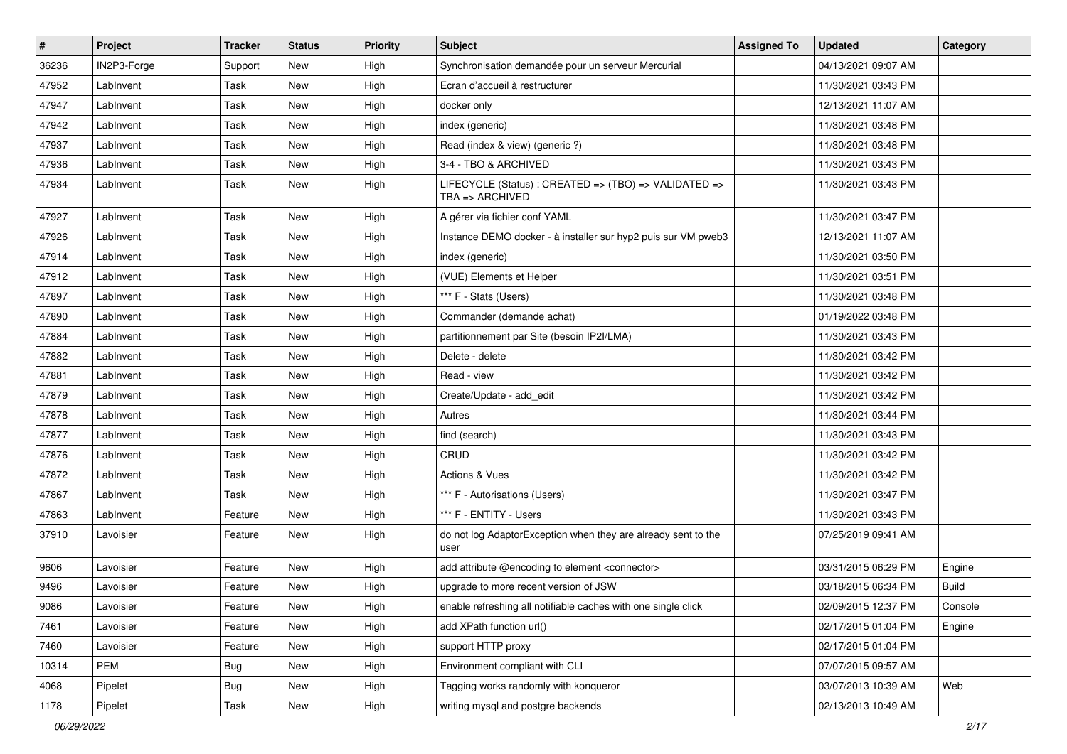| # | Project | Tracker | Status | Priority | Subject | Assigned To | Updated | Category |
|---|---|---|---|---|---|---|---|---|
| 36236 | IN2P3-Forge | Support | New | High | Synchronisation demandée pour un serveur Mercurial | | 04/13/2021 09:07 AM | |
| 47952 | LabInvent | Task | New | High | Ecran d'accueil à restructurer | | 11/30/2021 03:43 PM | |
| 47947 | LabInvent | Task | New | High | docker only | | 12/13/2021 11:07 AM | |
| 47942 | LabInvent | Task | New | High | index (generic) | | 11/30/2021 03:48 PM | |
| 47937 | LabInvent | Task | New | High | Read (index & view) (generic ?) | | 11/30/2021 03:48 PM | |
| 47936 | LabInvent | Task | New | High | 3-4 - TBO & ARCHIVED | | 11/30/2021 03:43 PM | |
| 47934 | LabInvent | Task | New | High | LIFECYCLE (Status) : CREATED => (TBO) => VALIDATED => TBA => ARCHIVED | | 11/30/2021 03:43 PM | |
| 47927 | LabInvent | Task | New | High | A gérer via fichier conf YAML | | 11/30/2021 03:47 PM | |
| 47926 | LabInvent | Task | New | High | Instance DEMO docker - à installer sur hyp2 puis sur VM pweb3 | | 12/13/2021 11:07 AM | |
| 47914 | LabInvent | Task | New | High | index (generic) | | 11/30/2021 03:50 PM | |
| 47912 | LabInvent | Task | New | High | (VUE) Elements et Helper | | 11/30/2021 03:51 PM | |
| 47897 | LabInvent | Task | New | High | *** F - Stats (Users) | | 11/30/2021 03:48 PM | |
| 47890 | LabInvent | Task | New | High | Commander (demande achat) | | 01/19/2022 03:48 PM | |
| 47884 | LabInvent | Task | New | High | partitionnement par Site (besoin IP2I/LMA) | | 11/30/2021 03:43 PM | |
| 47882 | LabInvent | Task | New | High | Delete - delete | | 11/30/2021 03:42 PM | |
| 47881 | LabInvent | Task | New | High | Read - view | | 11/30/2021 03:42 PM | |
| 47879 | LabInvent | Task | New | High | Create/Update - add_edit | | 11/30/2021 03:42 PM | |
| 47878 | LabInvent | Task | New | High | Autres | | 11/30/2021 03:44 PM | |
| 47877 | LabInvent | Task | New | High | find (search) | | 11/30/2021 03:43 PM | |
| 47876 | LabInvent | Task | New | High | CRUD | | 11/30/2021 03:42 PM | |
| 47872 | LabInvent | Task | New | High | Actions & Vues | | 11/30/2021 03:42 PM | |
| 47867 | LabInvent | Task | New | High | *** F - Autorisations (Users) | | 11/30/2021 03:47 PM | |
| 47863 | LabInvent | Feature | New | High | *** F - ENTITY - Users | | 11/30/2021 03:43 PM | |
| 37910 | Lavoisier | Feature | New | High | do not log AdaptorException when they are already sent to the user | | 07/25/2019 09:41 AM | |
| 9606 | Lavoisier | Feature | New | High | add attribute @encoding to element <connector> | | 03/31/2015 06:29 PM | Engine |
| 9496 | Lavoisier | Feature | New | High | upgrade to more recent version of JSW | | 03/18/2015 06:34 PM | Build |
| 9086 | Lavoisier | Feature | New | High | enable refreshing all notifiable caches with one single click | | 02/09/2015 12:37 PM | Console |
| 7461 | Lavoisier | Feature | New | High | add XPath function url() | | 02/17/2015 01:04 PM | Engine |
| 7460 | Lavoisier | Feature | New | High | support HTTP proxy | | 02/17/2015 01:04 PM | |
| 10314 | PEM | Bug | New | High | Environment compliant with CLI | | 07/07/2015 09:57 AM | |
| 4068 | Pipelet | Bug | New | High | Tagging works randomly with konqueror | | 03/07/2013 10:39 AM | Web |
| 1178 | Pipelet | Task | New | High | writing mysql and postgre backends | | 02/13/2013 10:49 AM | |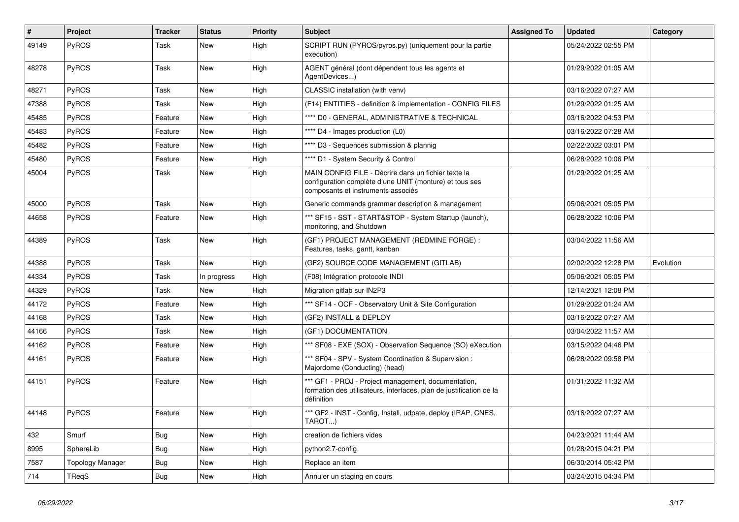| # | Project | Tracker | Status | Priority | Subject | Assigned To | Updated | Category |
|---|---|---|---|---|---|---|---|---|
| 49149 | PyROS | Task | New | High | SCRIPT RUN (PYROS/pyros.py) (uniquement pour la partie execution) | | 05/24/2022 02:55 PM | |
| 48278 | PyROS | Task | New | High | AGENT général (dont dépendent tous les agents et AgentDevices...) | | 01/29/2022 01:05 AM | |
| 48271 | PyROS | Task | New | High | CLASSIC installation (with venv) | | 03/16/2022 07:27 AM | |
| 47388 | PyROS | Task | New | High | (F14) ENTITIES - definition & implementation - CONFIG FILES | | 01/29/2022 01:25 AM | |
| 45485 | PyROS | Feature | New | High | **** D0 - GENERAL, ADMINISTRATIVE & TECHNICAL | | 03/16/2022 04:53 PM | |
| 45483 | PyROS | Feature | New | High | **** D4 - Images production (L0) | | 03/16/2022 07:28 AM | |
| 45482 | PyROS | Feature | New | High | **** D3 - Sequences submission & plannig | | 02/22/2022 03:01 PM | |
| 45480 | PyROS | Feature | New | High | **** D1 - System Security & Control | | 06/28/2022 10:06 PM | |
| 45004 | PyROS | Task | New | High | MAIN CONFIG FILE - Décrire dans un fichier texte la configuration complète d'une UNIT (monture) et tous ses composants et instruments associés | | 01/29/2022 01:25 AM | |
| 45000 | PyROS | Task | New | High | Generic commands grammar description & management | | 05/06/2021 05:05 PM | |
| 44658 | PyROS | Feature | New | High | *** SF15 - SST - START&STOP - System Startup (launch), monitoring, and Shutdown | | 06/28/2022 10:06 PM | |
| 44389 | PyROS | Task | New | High | (GF1) PROJECT MANAGEMENT (REDMINE FORGE) : Features, tasks, gantt, kanban | | 03/04/2022 11:56 AM | |
| 44388 | PyROS | Task | New | High | (GF2) SOURCE CODE MANAGEMENT (GITLAB) | | 02/02/2022 12:28 PM | Evolution |
| 44334 | PyROS | Task | In progress | High | (F08) Intégration protocole INDI | | 05/06/2021 05:05 PM | |
| 44329 | PyROS | Task | New | High | Migration gitlab sur IN2P3 | | 12/14/2021 12:08 PM | |
| 44172 | PyROS | Feature | New | High | *** SF14 - OCF - Observatory Unit & Site Configuration | | 01/29/2022 01:24 AM | |
| 44168 | PyROS | Task | New | High | (GF2) INSTALL & DEPLOY | | 03/16/2022 07:27 AM | |
| 44166 | PyROS | Task | New | High | (GF1) DOCUMENTATION | | 03/04/2022 11:57 AM | |
| 44162 | PyROS | Feature | New | High | *** SF08 - EXE (SOX) - Observation Sequence (SO) eXecution | | 03/15/2022 04:46 PM | |
| 44161 | PyROS | Feature | New | High | *** SF04 - SPV - System Coordination & Supervision : Majordome (Conducting) (head) | | 06/28/2022 09:58 PM | |
| 44151 | PyROS | Feature | New | High | *** GF1 - PROJ - Project management, documentation, formation des utilisateurs, interfaces, plan de justification de la définition | | 01/31/2022 11:32 AM | |
| 44148 | PyROS | Feature | New | High | *** GF2 - INST - Config, Install, udpate, deploy (IRAP, CNES, TAROT...) | | 03/16/2022 07:27 AM | |
| 432 | Smurf | Bug | New | High | creation de fichiers vides | | 04/23/2021 11:44 AM | |
| 8995 | SphereLib | Bug | New | High | python2.7-config | | 01/28/2015 04:21 PM | |
| 7587 | Topology Manager | Bug | New | High | Replace an item | | 06/30/2014 05:42 PM | |
| 714 | TReqS | Bug | New | High | Annuler un staging en cours | | 03/24/2015 04:34 PM | |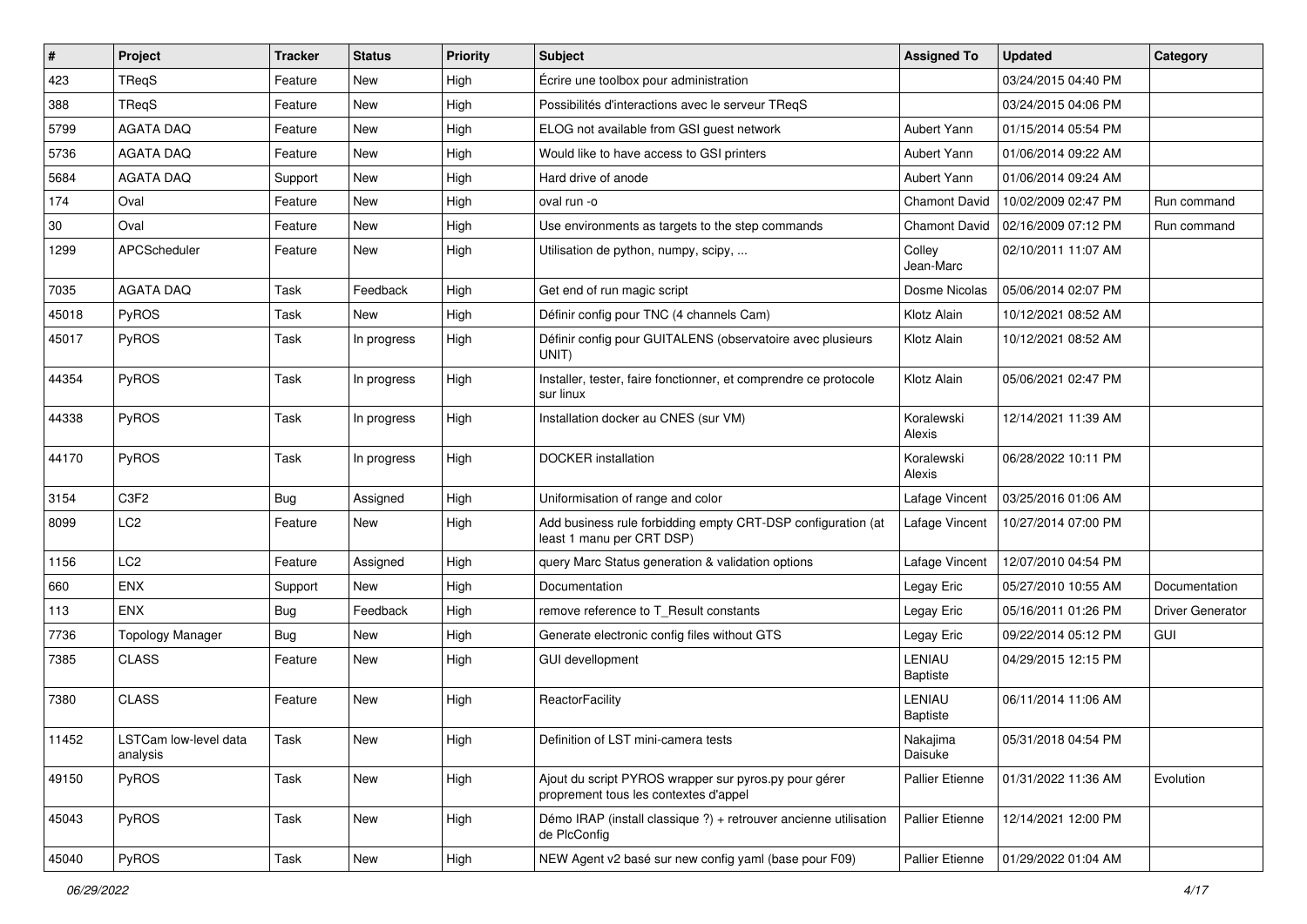| # | Project | Tracker | Status | Priority | Subject | Assigned To | Updated | Category |
|---|---|---|---|---|---|---|---|---|
| 423 | TReqS | Feature | New | High | Écrire une toolbox pour administration | | 03/24/2015 04:40 PM | |
| 388 | TReqS | Feature | New | High | Possibilités d'interactions avec le serveur TReqS | | 03/24/2015 04:06 PM | |
| 5799 | AGATA DAQ | Feature | New | High | ELOG not available from GSI guest network | Aubert Yann | 01/15/2014 05:54 PM | |
| 5736 | AGATA DAQ | Feature | New | High | Would like to have access to GSI printers | Aubert Yann | 01/06/2014 09:22 AM | |
| 5684 | AGATA DAQ | Support | New | High | Hard drive of anode | Aubert Yann | 01/06/2014 09:24 AM | |
| 174 | Oval | Feature | New | High | oval run -o | Chamont David | 10/02/2009 02:47 PM | Run command |
| 30 | Oval | Feature | New | High | Use environments as targets to the step commands | Chamont David | 02/16/2009 07:12 PM | Run command |
| 1299 | APCScheduler | Feature | New | High | Utilisation de python, numpy, scipy, ... | Colley Jean-Marc | 02/10/2011 11:07 AM | |
| 7035 | AGATA DAQ | Task | Feedback | High | Get end of run magic script | Dosme Nicolas | 05/06/2014 02:07 PM | |
| 45018 | PyROS | Task | New | High | Définir config pour TNC (4 channels Cam) | Klotz Alain | 10/12/2021 08:52 AM | |
| 45017 | PyROS | Task | In progress | High | Définir config pour GUITALENS (observatoire avec plusieurs UNIT) | Klotz Alain | 10/12/2021 08:52 AM | |
| 44354 | PyROS | Task | In progress | High | Installer, tester, faire fonctionner, et comprendre ce protocole sur linux | Klotz Alain | 05/06/2021 02:47 PM | |
| 44338 | PyROS | Task | In progress | High | Installation docker au CNES (sur VM) | Koralewski Alexis | 12/14/2021 11:39 AM | |
| 44170 | PyROS | Task | In progress | High | DOCKER installation | Koralewski Alexis | 06/28/2022 10:11 PM | |
| 3154 | C3F2 | Bug | Assigned | High | Uniformisation of range and color | Lafage Vincent | 03/25/2016 01:06 AM | |
| 8099 | LC2 | Feature | New | High | Add business rule forbidding empty CRT-DSP configuration (at least 1 manu per CRT DSP) | Lafage Vincent | 10/27/2014 07:00 PM | |
| 1156 | LC2 | Feature | Assigned | High | query Marc Status generation & validation options | Lafage Vincent | 12/07/2010 04:54 PM | |
| 660 | ENX | Support | New | High | Documentation | Legay Eric | 05/27/2010 10:55 AM | Documentation |
| 113 | ENX | Bug | Feedback | High | remove reference to T_Result constants | Legay Eric | 05/16/2011 01:26 PM | Driver Generator |
| 7736 | Topology Manager | Bug | New | High | Generate electronic config files without GTS | Legay Eric | 09/22/2014 05:12 PM | GUI |
| 7385 | CLASS | Feature | New | High | GUI devellopment | LENIAU Baptiste | 04/29/2015 12:15 PM | |
| 7380 | CLASS | Feature | New | High | ReactorFacility | LENIAU Baptiste | 06/11/2014 11:06 AM | |
| 11452 | LSTCam low-level data analysis | Task | New | High | Definition of LST mini-camera tests | Nakajima Daisuke | 05/31/2018 04:54 PM | |
| 49150 | PyROS | Task | New | High | Ajout du script PYROS wrapper sur pyros.py pour gérer proprement tous les contextes d'appel | Pallier Etienne | 01/31/2022 11:36 AM | Evolution |
| 45043 | PyROS | Task | New | High | Démo IRAP (install classique ?) + retrouver ancienne utilisation de PlcConfig | Pallier Etienne | 12/14/2021 12:00 PM | |
| 45040 | PyROS | Task | New | High | NEW Agent v2 basé sur new config yaml (base pour F09) | Pallier Etienne | 01/29/2022 01:04 AM | |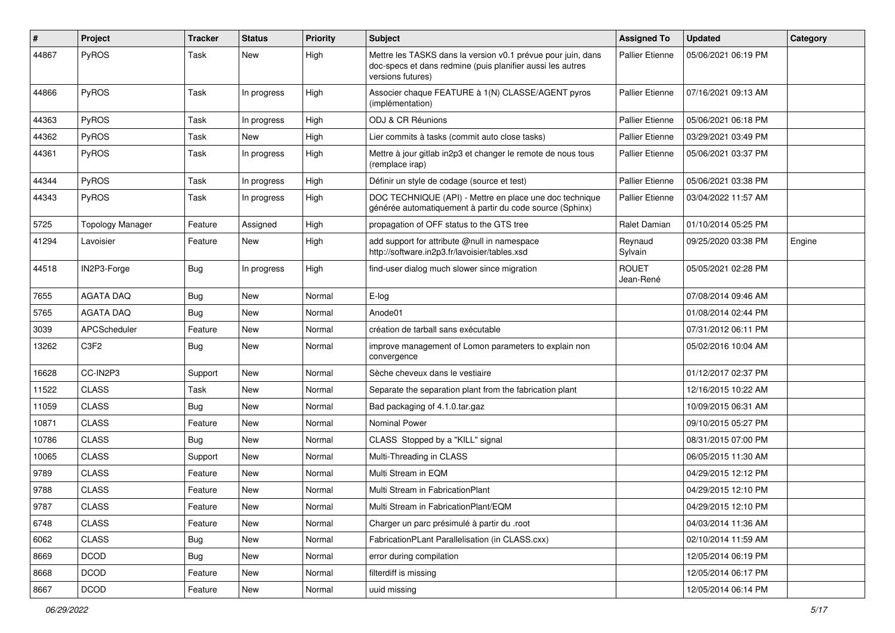| # | Project | Tracker | Status | Priority | Subject | Assigned To | Updated | Category |
|---|---|---|---|---|---|---|---|---|
| 44867 | PyROS | Task | New | High | Mettre les TASKS dans la version v0.1 prévue pour juin, dans doc-specs et dans redmine (puis planifier aussi les autres versions futures) | Pallier Etienne | 05/06/2021 06:19 PM | |
| 44866 | PyROS | Task | In progress | High | Associer chaque FEATURE à 1(N) CLASSE/AGENT pyros (implémentation) | Pallier Etienne | 07/16/2021 09:13 AM | |
| 44363 | PyROS | Task | In progress | High | ODJ & CR Réunions | Pallier Etienne | 05/06/2021 06:18 PM | |
| 44362 | PyROS | Task | New | High | Lier commits à tasks (commit auto close tasks) | Pallier Etienne | 03/29/2021 03:49 PM | |
| 44361 | PyROS | Task | In progress | High | Mettre à jour gitlab in2p3 et changer le remote de nous tous (remplace irap) | Pallier Etienne | 05/06/2021 03:37 PM | |
| 44344 | PyROS | Task | In progress | High | Définir un style de codage (source et test) | Pallier Etienne | 05/06/2021 03:38 PM | |
| 44343 | PyROS | Task | In progress | High | DOC TECHNIQUE (API) - Mettre en place une doc technique générée automatiquement à partir du code source (Sphinx) | Pallier Etienne | 03/04/2022 11:57 AM | |
| 5725 | Topology Manager | Feature | Assigned | High | propagation of OFF status to the GTS tree | Ralet Damian | 01/10/2014 05:25 PM | |
| 41294 | Lavoisier | Feature | New | High | add support for attribute @null in namespace http://software.in2p3.fr/lavoisier/tables.xsd | Reynaud Sylvain | 09/25/2020 03:38 PM | Engine |
| 44518 | IN2P3-Forge | Bug | In progress | High | find-user dialog much slower since migration | ROUET Jean-René | 05/05/2021 02:28 PM | |
| 7655 | AGATA DAQ | Bug | New | Normal | E-log | | 07/08/2014 09:46 AM | |
| 5765 | AGATA DAQ | Bug | New | Normal | Anode01 | | 01/08/2014 02:44 PM | |
| 3039 | APCScheduler | Feature | New | Normal | création de tarball sans exécutable | | 07/31/2012 06:11 PM | |
| 13262 | C3F2 | Bug | New | Normal | improve management of Lomon parameters to explain non convergence | | 05/02/2016 10:04 AM | |
| 16628 | CC-IN2P3 | Support | New | Normal | Sèche cheveux dans le vestiaire | | 01/12/2017 02:37 PM | |
| 11522 | CLASS | Task | New | Normal | Separate the separation plant from the fabrication plant | | 12/16/2015 10:22 AM | |
| 11059 | CLASS | Bug | New | Normal | Bad packaging of 4.1.0.tar.gaz | | 10/09/2015 06:31 AM | |
| 10871 | CLASS | Feature | New | Normal | Nominal Power | | 09/10/2015 05:27 PM | |
| 10786 | CLASS | Bug | New | Normal | CLASS Stopped by a "KILL" signal | | 08/31/2015 07:00 PM | |
| 10065 | CLASS | Support | New | Normal | Multi-Threading in CLASS | | 06/05/2015 11:30 AM | |
| 9789 | CLASS | Feature | New | Normal | Multi Stream in EQM | | 04/29/2015 12:12 PM | |
| 9788 | CLASS | Feature | New | Normal | Multi Stream in FabricationPlant | | 04/29/2015 12:10 PM | |
| 9787 | CLASS | Feature | New | Normal | Multi Stream in FabricationPlant/EQM | | 04/29/2015 12:10 PM | |
| 6748 | CLASS | Feature | New | Normal | Charger un parc présimulé à partir du .root | | 04/03/2014 11:36 AM | |
| 6062 | CLASS | Bug | New | Normal | FabricationPLant Parallelisation (in CLASS.cxx) | | 02/10/2014 11:59 AM | |
| 8669 | DCOD | Bug | New | Normal | error during compilation | | 12/05/2014 06:19 PM | |
| 8668 | DCOD | Feature | New | Normal | filterdiff is missing | | 12/05/2014 06:17 PM | |
| 8667 | DCOD | Feature | New | Normal | uuid missing | | 12/05/2014 06:14 PM | |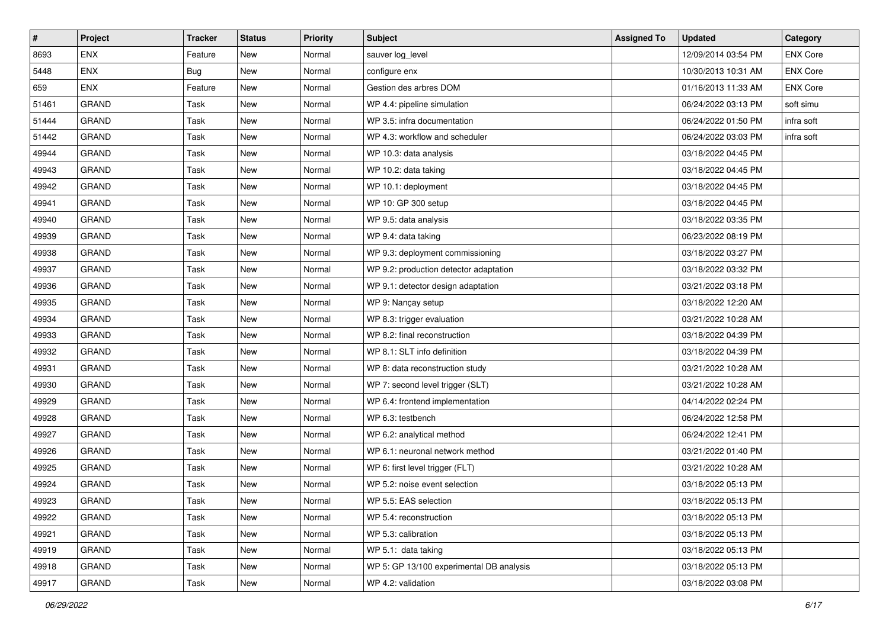| # | Project | Tracker | Status | Priority | Subject | Assigned To | Updated | Category |
|---|---|---|---|---|---|---|---|---|
| 8693 | ENX | Feature | New | Normal | sauver log_level | | 12/09/2014 03:54 PM | ENX Core |
| 5448 | ENX | Bug | New | Normal | configure enx | | 10/30/2013 10:31 AM | ENX Core |
| 659 | ENX | Feature | New | Normal | Gestion des arbres DOM | | 01/16/2013 11:33 AM | ENX Core |
| 51461 | GRAND | Task | New | Normal | WP 4.4: pipeline simulation | | 06/24/2022 03:13 PM | soft simu |
| 51444 | GRAND | Task | New | Normal | WP 3.5: infra documentation | | 06/24/2022 01:50 PM | infra soft |
| 51442 | GRAND | Task | New | Normal | WP 4.3: workflow and scheduler | | 06/24/2022 03:03 PM | infra soft |
| 49944 | GRAND | Task | New | Normal | WP 10.3: data analysis | | 03/18/2022 04:45 PM | |
| 49943 | GRAND | Task | New | Normal | WP 10.2: data taking | | 03/18/2022 04:45 PM | |
| 49942 | GRAND | Task | New | Normal | WP 10.1: deployment | | 03/18/2022 04:45 PM | |
| 49941 | GRAND | Task | New | Normal | WP 10: GP 300 setup | | 03/18/2022 04:45 PM | |
| 49940 | GRAND | Task | New | Normal | WP 9.5: data analysis | | 03/18/2022 03:35 PM | |
| 49939 | GRAND | Task | New | Normal | WP 9.4: data taking | | 06/23/2022 08:19 PM | |
| 49938 | GRAND | Task | New | Normal | WP 9.3: deployment commissioning | | 03/18/2022 03:27 PM | |
| 49937 | GRAND | Task | New | Normal | WP 9.2: production detector adaptation | | 03/18/2022 03:32 PM | |
| 49936 | GRAND | Task | New | Normal | WP 9.1: detector design adaptation | | 03/21/2022 03:18 PM | |
| 49935 | GRAND | Task | New | Normal | WP 9: Nançay setup | | 03/18/2022 12:20 AM | |
| 49934 | GRAND | Task | New | Normal | WP 8.3: trigger evaluation | | 03/21/2022 10:28 AM | |
| 49933 | GRAND | Task | New | Normal | WP 8.2: final reconstruction | | 03/18/2022 04:39 PM | |
| 49932 | GRAND | Task | New | Normal | WP 8.1: SLT info definition | | 03/18/2022 04:39 PM | |
| 49931 | GRAND | Task | New | Normal | WP 8: data reconstruction study | | 03/21/2022 10:28 AM | |
| 49930 | GRAND | Task | New | Normal | WP 7: second level trigger (SLT) | | 03/21/2022 10:28 AM | |
| 49929 | GRAND | Task | New | Normal | WP 6.4: frontend implementation | | 04/14/2022 02:24 PM | |
| 49928 | GRAND | Task | New | Normal | WP 6.3: testbench | | 06/24/2022 12:58 PM | |
| 49927 | GRAND | Task | New | Normal | WP 6.2: analytical method | | 06/24/2022 12:41 PM | |
| 49926 | GRAND | Task | New | Normal | WP 6.1: neuronal network method | | 03/21/2022 01:40 PM | |
| 49925 | GRAND | Task | New | Normal | WP 6: first level trigger (FLT) | | 03/21/2022 10:28 AM | |
| 49924 | GRAND | Task | New | Normal | WP 5.2: noise event selection | | 03/18/2022 05:13 PM | |
| 49923 | GRAND | Task | New | Normal | WP 5.5: EAS selection | | 03/18/2022 05:13 PM | |
| 49922 | GRAND | Task | New | Normal | WP 5.4: reconstruction | | 03/18/2022 05:13 PM | |
| 49921 | GRAND | Task | New | Normal | WP 5.3: calibration | | 03/18/2022 05:13 PM | |
| 49919 | GRAND | Task | New | Normal | WP 5.1:  data taking | | 03/18/2022 05:13 PM | |
| 49918 | GRAND | Task | New | Normal | WP 5: GP 13/100 experimental DB analysis | | 03/18/2022 05:13 PM | |
| 49917 | GRAND | Task | New | Normal | WP 4.2: validation | | 03/18/2022 03:08 PM | |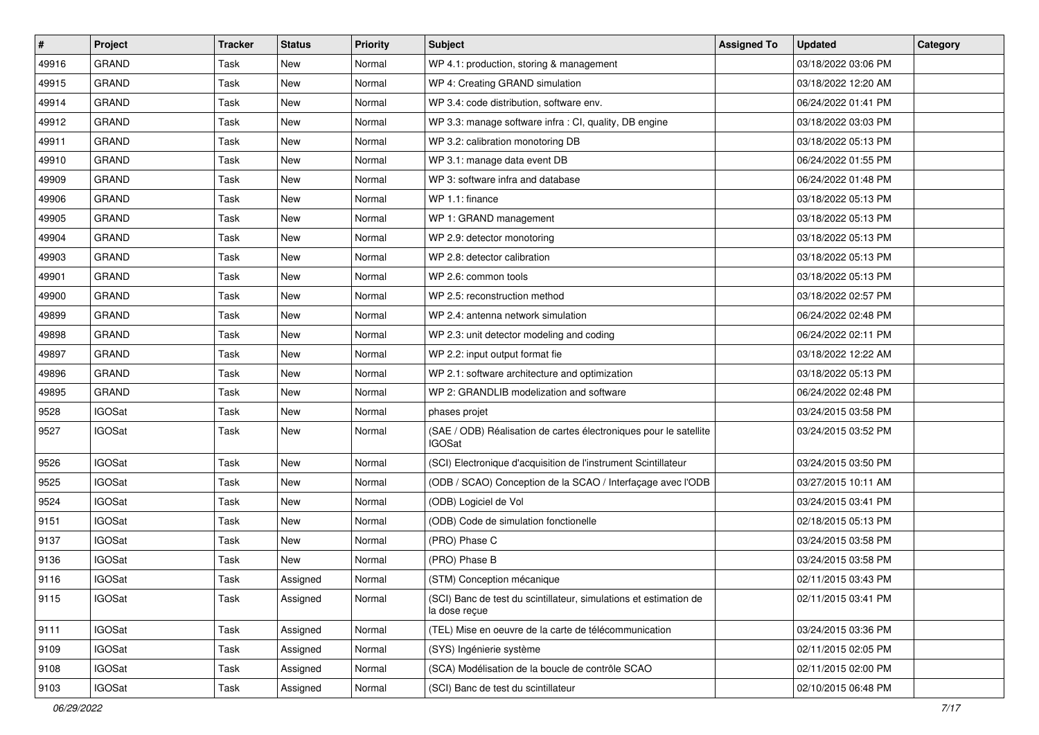| # | Project | Tracker | Status | Priority | Subject | Assigned To | Updated | Category |
|---|---|---|---|---|---|---|---|---|
| 49916 | GRAND | Task | New | Normal | WP 4.1: production, storing & management | | 03/18/2022 03:06 PM | |
| 49915 | GRAND | Task | New | Normal | WP 4: Creating GRAND simulation | | 03/18/2022 12:20 AM | |
| 49914 | GRAND | Task | New | Normal | WP 3.4: code distribution, software env. | | 06/24/2022 01:41 PM | |
| 49912 | GRAND | Task | New | Normal | WP 3.3: manage software infra : CI, quality, DB engine | | 03/18/2022 03:03 PM | |
| 49911 | GRAND | Task | New | Normal | WP 3.2: calibration monotoring DB | | 03/18/2022 05:13 PM | |
| 49910 | GRAND | Task | New | Normal | WP 3.1: manage data event DB | | 06/24/2022 01:55 PM | |
| 49909 | GRAND | Task | New | Normal | WP 3: software infra and database | | 06/24/2022 01:48 PM | |
| 49906 | GRAND | Task | New | Normal | WP 1.1: finance | | 03/18/2022 05:13 PM | |
| 49905 | GRAND | Task | New | Normal | WP 1: GRAND management | | 03/18/2022 05:13 PM | |
| 49904 | GRAND | Task | New | Normal | WP 2.9: detector monotoring | | 03/18/2022 05:13 PM | |
| 49903 | GRAND | Task | New | Normal | WP 2.8: detector calibration | | 03/18/2022 05:13 PM | |
| 49901 | GRAND | Task | New | Normal | WP 2.6: common tools | | 03/18/2022 05:13 PM | |
| 49900 | GRAND | Task | New | Normal | WP 2.5: reconstruction method | | 03/18/2022 02:57 PM | |
| 49899 | GRAND | Task | New | Normal | WP 2.4: antenna network simulation | | 06/24/2022 02:48 PM | |
| 49898 | GRAND | Task | New | Normal | WP 2.3: unit detector modeling and coding | | 06/24/2022 02:11 PM | |
| 49897 | GRAND | Task | New | Normal | WP 2.2: input output format fie | | 03/18/2022 12:22 AM | |
| 49896 | GRAND | Task | New | Normal | WP 2.1: software architecture and optimization | | 03/18/2022 05:13 PM | |
| 49895 | GRAND | Task | New | Normal | WP 2: GRANDLIB modelization and software | | 06/24/2022 02:48 PM | |
| 9528 | IGOSat | Task | New | Normal | phases projet | | 03/24/2015 03:58 PM | |
| 9527 | IGOSat | Task | New | Normal | (SAE / ODB) Réalisation de cartes électroniques pour le satellite IGOSat | | 03/24/2015 03:52 PM | |
| 9526 | IGOSat | Task | New | Normal | (SCI) Electronique d'acquisition de l'instrument Scintillateur | | 03/24/2015 03:50 PM | |
| 9525 | IGOSat | Task | New | Normal | (ODB / SCAO) Conception de la SCAO / Interfaçage avec l'ODB | | 03/27/2015 10:11 AM | |
| 9524 | IGOSat | Task | New | Normal | (ODB) Logiciel de Vol | | 03/24/2015 03:41 PM | |
| 9151 | IGOSat | Task | New | Normal | (ODB) Code de simulation fonctionelle | | 02/18/2015 05:13 PM | |
| 9137 | IGOSat | Task | New | Normal | (PRO) Phase C | | 03/24/2015 03:58 PM | |
| 9136 | IGOSat | Task | New | Normal | (PRO) Phase B | | 03/24/2015 03:58 PM | |
| 9116 | IGOSat | Task | Assigned | Normal | (STM) Conception mécanique | | 02/11/2015 03:43 PM | |
| 9115 | IGOSat | Task | Assigned | Normal | (SCI) Banc de test du scintillateur, simulations et estimation de la dose reçue | | 02/11/2015 03:41 PM | |
| 9111 | IGOSat | Task | Assigned | Normal | (TEL) Mise en oeuvre de la carte de télécommunication | | 03/24/2015 03:36 PM | |
| 9109 | IGOSat | Task | Assigned | Normal | (SYS) Ingénierie système | | 02/11/2015 02:05 PM | |
| 9108 | IGOSat | Task | Assigned | Normal | (SCA) Modélisation de la boucle de contrôle SCAO | | 02/11/2015 02:00 PM | |
| 9103 | IGOSat | Task | Assigned | Normal | (SCI) Banc de test du scintillateur | | 02/10/2015 06:48 PM | |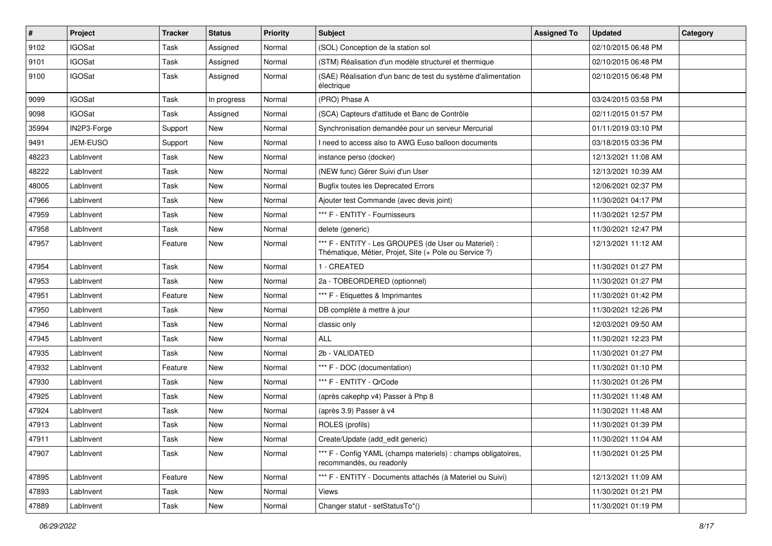| # | Project | Tracker | Status | Priority | Subject | Assigned To | Updated | Category |
|---|---|---|---|---|---|---|---|---|
| 9102 | IGOSat | Task | Assigned | Normal | (SOL) Conception de la station sol | | 02/10/2015 06:48 PM | |
| 9101 | IGOSat | Task | Assigned | Normal | (STM) Réalisation d'un modèle structurel et thermique | | 02/10/2015 06:48 PM | |
| 9100 | IGOSat | Task | Assigned | Normal | (SAE) Réalisation d'un banc de test du système d'alimentation électrique | | 02/10/2015 06:48 PM | |
| 9099 | IGOSat | Task | In progress | Normal | (PRO) Phase A | | 03/24/2015 03:58 PM | |
| 9098 | IGOSat | Task | Assigned | Normal | (SCA) Capteurs d'attitude et Banc de Contrôle | | 02/11/2015 01:57 PM | |
| 35994 | IN2P3-Forge | Support | New | Normal | Synchronisation demandée pour un serveur Mercurial | | 01/11/2019 03:10 PM | |
| 9491 | JEM-EUSO | Support | New | Normal | I need to access also to AWG Euso balloon documents | | 03/18/2015 03:36 PM | |
| 48223 | LabInvent | Task | New | Normal | instance perso (docker) | | 12/13/2021 11:08 AM | |
| 48222 | LabInvent | Task | New | Normal | (NEW func) Gérer Suivi d'un User | | 12/13/2021 10:39 AM | |
| 48005 | LabInvent | Task | New | Normal | Bugfix toutes les Deprecated Errors | | 12/06/2021 02:37 PM | |
| 47966 | LabInvent | Task | New | Normal | Ajouter test Commande (avec devis joint) | | 11/30/2021 04:17 PM | |
| 47959 | LabInvent | Task | New | Normal | *** F - ENTITY - Fournisseurs | | 11/30/2021 12:57 PM | |
| 47958 | LabInvent | Task | New | Normal | delete (generic) | | 11/30/2021 12:47 PM | |
| 47957 | LabInvent | Feature | New | Normal | *** F - ENTITY - Les GROUPES (de User ou Materiel) : Thématique, Métier, Projet, Site (+ Pole ou Service ?) | | 12/13/2021 11:12 AM | |
| 47954 | LabInvent | Task | New | Normal | 1 - CREATED | | 11/30/2021 01:27 PM | |
| 47953 | LabInvent | Task | New | Normal | 2a - TOBEORDERED (optionnel) | | 11/30/2021 01:27 PM | |
| 47951 | LabInvent | Feature | New | Normal | *** F - Etiquettes & Imprimantes | | 11/30/2021 01:42 PM | |
| 47950 | LabInvent | Task | New | Normal | DB complète à mettre à jour | | 11/30/2021 12:26 PM | |
| 47946 | LabInvent | Task | New | Normal | classic only | | 12/03/2021 09:50 AM | |
| 47945 | LabInvent | Task | New | Normal | ALL | | 11/30/2021 12:23 PM | |
| 47935 | LabInvent | Task | New | Normal | 2b - VALIDATED | | 11/30/2021 01:27 PM | |
| 47932 | LabInvent | Feature | New | Normal | *** F - DOC (documentation) | | 11/30/2021 01:10 PM | |
| 47930 | LabInvent | Task | New | Normal | *** F - ENTITY - QrCode | | 11/30/2021 01:26 PM | |
| 47925 | LabInvent | Task | New | Normal | (après cakephp v4) Passer à Php 8 | | 11/30/2021 11:48 AM | |
| 47924 | LabInvent | Task | New | Normal | (après 3.9) Passer à v4 | | 11/30/2021 11:48 AM | |
| 47913 | LabInvent | Task | New | Normal | ROLES (profils) | | 11/30/2021 01:39 PM | |
| 47911 | LabInvent | Task | New | Normal | Create/Update (add_edit generic) | | 11/30/2021 11:04 AM | |
| 47907 | LabInvent | Task | New | Normal | *** F - Config YAML (champs materiels) : champs obligatoires, recommandés, ou readonly | | 11/30/2021 01:25 PM | |
| 47895 | LabInvent | Feature | New | Normal | *** F - ENTITY - Documents attachés (à Materiel ou Suivi) | | 12/13/2021 11:09 AM | |
| 47893 | LabInvent | Task | New | Normal | Views | | 11/30/2021 01:21 PM | |
| 47889 | LabInvent | Task | New | Normal | Changer statut - setStatusTo*() | | 11/30/2021 01:19 PM | |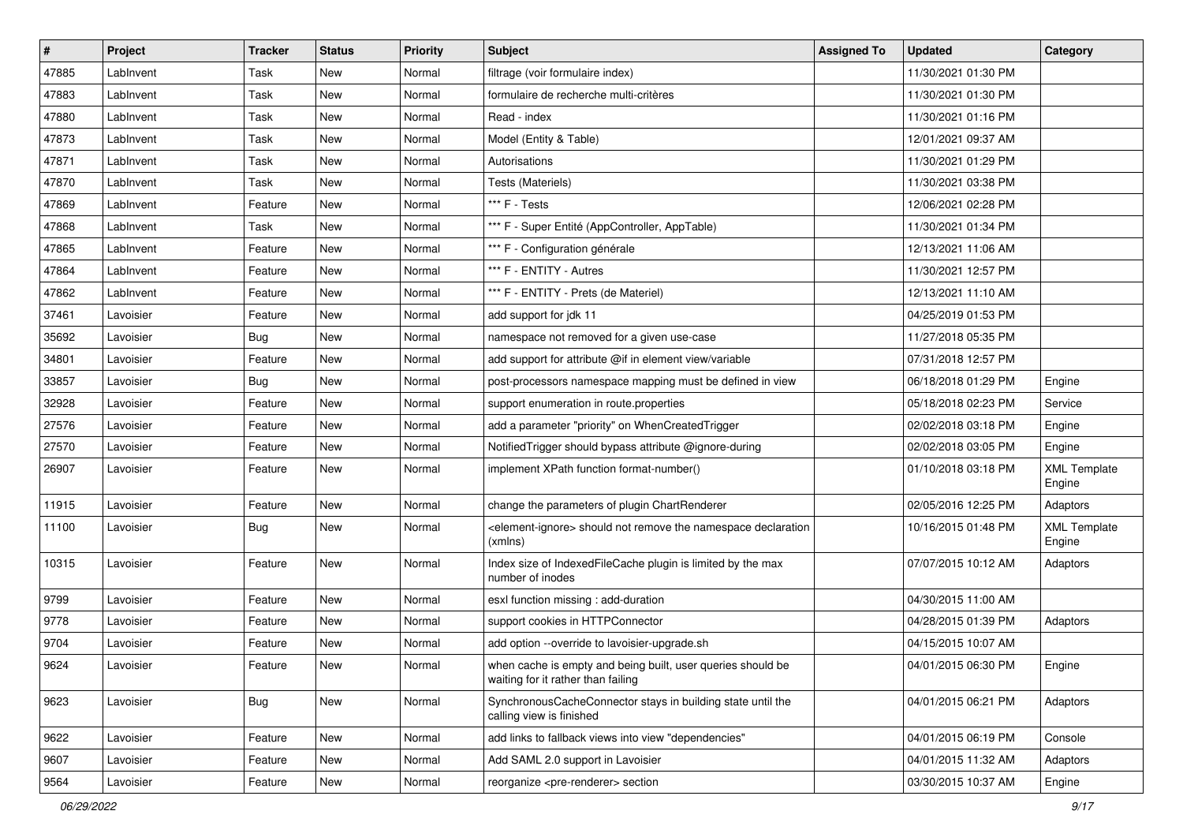| # | Project | Tracker | Status | Priority | Subject | Assigned To | Updated | Category |
|---|---|---|---|---|---|---|---|---|
| 47885 | LabInvent | Task | New | Normal | filtrage (voir formulaire index) | | 11/30/2021 01:30 PM | |
| 47883 | LabInvent | Task | New | Normal | formulaire de recherche multi-critères | | 11/30/2021 01:30 PM | |
| 47880 | LabInvent | Task | New | Normal | Read - index | | 11/30/2021 01:16 PM | |
| 47873 | LabInvent | Task | New | Normal | Model (Entity & Table) | | 12/01/2021 09:37 AM | |
| 47871 | LabInvent | Task | New | Normal | Autorisations | | 11/30/2021 01:29 PM | |
| 47870 | LabInvent | Task | New | Normal | Tests (Materiels) | | 11/30/2021 03:38 PM | |
| 47869 | LabInvent | Feature | New | Normal | *** F - Tests | | 12/06/2021 02:28 PM | |
| 47868 | LabInvent | Task | New | Normal | *** F - Super Entité (AppController, AppTable) | | 11/30/2021 01:34 PM | |
| 47865 | LabInvent | Feature | New | Normal | *** F - Configuration générale | | 12/13/2021 11:06 AM | |
| 47864 | LabInvent | Feature | New | Normal | *** F - ENTITY - Autres | | 11/30/2021 12:57 PM | |
| 47862 | LabInvent | Feature | New | Normal | *** F - ENTITY - Prets (de Materiel) | | 12/13/2021 11:10 AM | |
| 37461 | Lavoisier | Feature | New | Normal | add support for jdk 11 | | 04/25/2019 01:53 PM | |
| 35692 | Lavoisier | Bug | New | Normal | namespace not removed for a given use-case | | 11/27/2018 05:35 PM | |
| 34801 | Lavoisier | Feature | New | Normal | add support for attribute @if in element view/variable | | 07/31/2018 12:57 PM | |
| 33857 | Lavoisier | Bug | New | Normal | post-processors namespace mapping must be defined in view | | 06/18/2018 01:29 PM | Engine |
| 32928 | Lavoisier | Feature | New | Normal | support enumeration in route.properties | | 05/18/2018 02:23 PM | Service |
| 27576 | Lavoisier | Feature | New | Normal | add a parameter "priority" on WhenCreatedTrigger | | 02/02/2018 03:18 PM | Engine |
| 27570 | Lavoisier | Feature | New | Normal | NotifiedTrigger should bypass attribute @ignore-during | | 02/02/2018 03:05 PM | Engine |
| 26907 | Lavoisier | Feature | New | Normal | implement XPath function format-number() | | 01/10/2018 03:18 PM | XML Template Engine |
| 11915 | Lavoisier | Feature | New | Normal | change the parameters of plugin ChartRenderer | | 02/05/2016 12:25 PM | Adaptors |
| 11100 | Lavoisier | Bug | New | Normal | <element-ignore> should not remove the namespace declaration (xmlns) | | 10/16/2015 01:48 PM | XML Template Engine |
| 10315 | Lavoisier | Feature | New | Normal | Index size of IndexedFileCache plugin is limited by the max number of inodes | | 07/07/2015 10:12 AM | Adaptors |
| 9799 | Lavoisier | Feature | New | Normal | esxl function missing : add-duration | | 04/30/2015 11:00 AM | |
| 9778 | Lavoisier | Feature | New | Normal | support cookies in HTTPConnector | | 04/28/2015 01:39 PM | Adaptors |
| 9704 | Lavoisier | Feature | New | Normal | add option --override to lavoisier-upgrade.sh | | 04/15/2015 10:07 AM | |
| 9624 | Lavoisier | Feature | New | Normal | when cache is empty and being built, user queries should be waiting for it rather than failing | | 04/01/2015 06:30 PM | Engine |
| 9623 | Lavoisier | Bug | New | Normal | SynchronousCacheConnector stays in building state until the calling view is finished | | 04/01/2015 06:21 PM | Adaptors |
| 9622 | Lavoisier | Feature | New | Normal | add links to fallback views into view "dependencies" | | 04/01/2015 06:19 PM | Console |
| 9607 | Lavoisier | Feature | New | Normal | Add SAML 2.0 support in Lavoisier | | 04/01/2015 11:32 AM | Adaptors |
| 9564 | Lavoisier | Feature | New | Normal | reorganize <pre-renderer> section | | 03/30/2015 10:37 AM | Engine |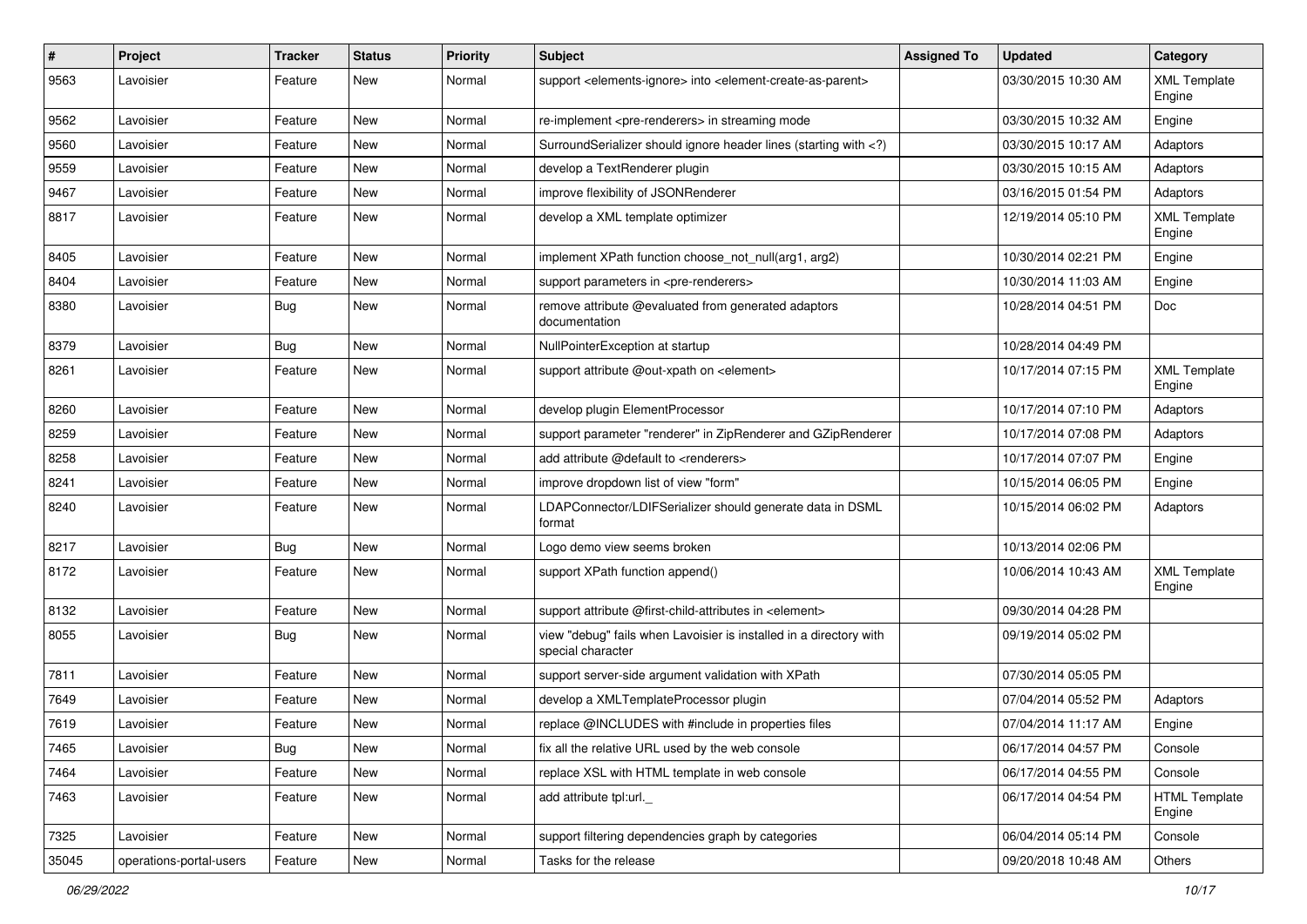| # | Project | Tracker | Status | Priority | Subject | Assigned To | Updated | Category |
|---|---|---|---|---|---|---|---|---|
| 9563 | Lavoisier | Feature | New | Normal | support <elements-ignore> into <element-create-as-parent> | | 03/30/2015 10:30 AM | XML Template Engine |
| 9562 | Lavoisier | Feature | New | Normal | re-implement <pre-renderers> in streaming mode | | 03/30/2015 10:32 AM | Engine |
| 9560 | Lavoisier | Feature | New | Normal | SurroundSerializer should ignore header lines (starting with <?) | | 03/30/2015 10:17 AM | Adaptors |
| 9559 | Lavoisier | Feature | New | Normal | develop a TextRenderer plugin | | 03/30/2015 10:15 AM | Adaptors |
| 9467 | Lavoisier | Feature | New | Normal | improve flexibility of JSONRenderer | | 03/16/2015 01:54 PM | Adaptors |
| 8817 | Lavoisier | Feature | New | Normal | develop a XML template optimizer | | 12/19/2014 05:10 PM | XML Template Engine |
| 8405 | Lavoisier | Feature | New | Normal | implement XPath function choose_not_null(arg1, arg2) | | 10/30/2014 02:21 PM | Engine |
| 8404 | Lavoisier | Feature | New | Normal | support parameters in <pre-renderers> | | 10/30/2014 11:03 AM | Engine |
| 8380 | Lavoisier | Bug | New | Normal | remove attribute @evaluated from generated adaptors documentation | | 10/28/2014 04:51 PM | Doc |
| 8379 | Lavoisier | Bug | New | Normal | NullPointerException at startup | | 10/28/2014 04:49 PM | |
| 8261 | Lavoisier | Feature | New | Normal | support attribute @out-xpath on <element> | | 10/17/2014 07:15 PM | XML Template Engine |
| 8260 | Lavoisier | Feature | New | Normal | develop plugin ElementProcessor | | 10/17/2014 07:10 PM | Adaptors |
| 8259 | Lavoisier | Feature | New | Normal | support parameter "renderer" in ZipRenderer and GZipRenderer | | 10/17/2014 07:08 PM | Adaptors |
| 8258 | Lavoisier | Feature | New | Normal | add attribute @default to <renderers> | | 10/17/2014 07:07 PM | Engine |
| 8241 | Lavoisier | Feature | New | Normal | improve dropdown list of view "form" | | 10/15/2014 06:05 PM | Engine |
| 8240 | Lavoisier | Feature | New | Normal | LDAPConnector/LDIFSerializer should generate data in DSML format | | 10/15/2014 06:02 PM | Adaptors |
| 8217 | Lavoisier | Bug | New | Normal | Logo demo view seems broken | | 10/13/2014 02:06 PM | |
| 8172 | Lavoisier | Feature | New | Normal | support XPath function append() | | 10/06/2014 10:43 AM | XML Template Engine |
| 8132 | Lavoisier | Feature | New | Normal | support attribute @first-child-attributes in <element> | | 09/30/2014 04:28 PM | |
| 8055 | Lavoisier | Bug | New | Normal | view "debug" fails when Lavoisier is installed in a directory with special character | | 09/19/2014 05:02 PM | |
| 7811 | Lavoisier | Feature | New | Normal | support server-side argument validation with XPath | | 07/30/2014 05:05 PM | |
| 7649 | Lavoisier | Feature | New | Normal | develop a XMLTemplateProcessor plugin | | 07/04/2014 05:52 PM | Adaptors |
| 7619 | Lavoisier | Feature | New | Normal | replace @INCLUDES with #include in properties files | | 07/04/2014 11:17 AM | Engine |
| 7465 | Lavoisier | Bug | New | Normal | fix all the relative URL used by the web console | | 06/17/2014 04:57 PM | Console |
| 7464 | Lavoisier | Feature | New | Normal | replace XSL with HTML template in web console | | 06/17/2014 04:55 PM | Console |
| 7463 | Lavoisier | Feature | New | Normal | add attribute tpl:url._ | | 06/17/2014 04:54 PM | HTML Template Engine |
| 7325 | Lavoisier | Feature | New | Normal | support filtering dependencies graph by categories | | 06/04/2014 05:14 PM | Console |
| 35045 | operations-portal-users | Feature | New | Normal | Tasks for the release | | 09/20/2018 10:48 AM | Others |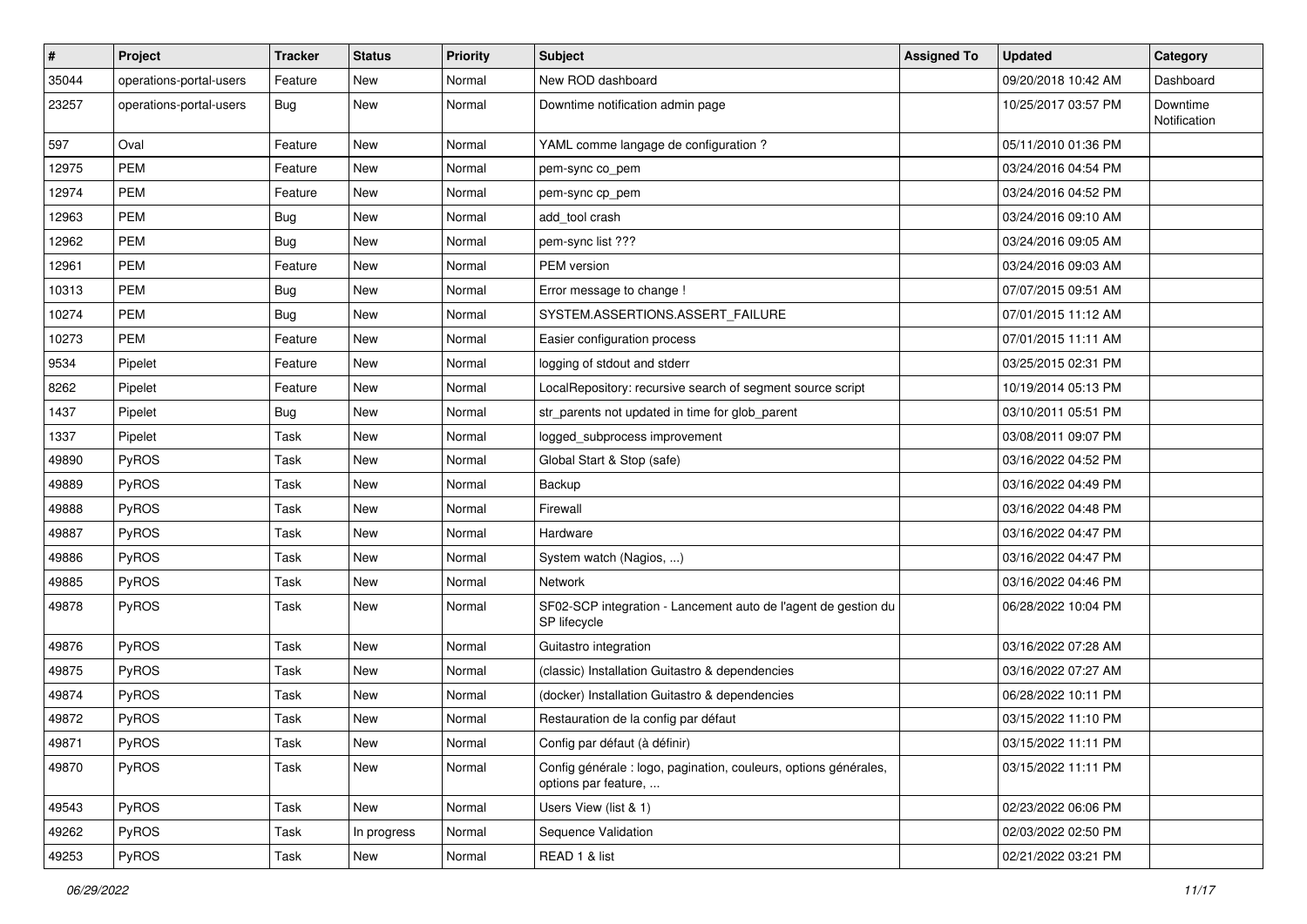| # | Project | Tracker | Status | Priority | Subject | Assigned To | Updated | Category |
|---|---|---|---|---|---|---|---|---|
| 35044 | operations-portal-users | Feature | New | Normal | New ROD dashboard | | 09/20/2018 10:42 AM | Dashboard |
| 23257 | operations-portal-users | Bug | New | Normal | Downtime notification admin page | | 10/25/2017 03:57 PM | Downtime Notification |
| 597 | Oval | Feature | New | Normal | YAML comme langage de configuration ? | | 05/11/2010 01:36 PM | |
| 12975 | PEM | Feature | New | Normal | pem-sync co_pem | | 03/24/2016 04:54 PM | |
| 12974 | PEM | Feature | New | Normal | pem-sync cp_pem | | 03/24/2016 04:52 PM | |
| 12963 | PEM | Bug | New | Normal | add_tool crash | | 03/24/2016 09:10 AM | |
| 12962 | PEM | Bug | New | Normal | pem-sync list ??? | | 03/24/2016 09:05 AM | |
| 12961 | PEM | Feature | New | Normal | PEM version | | 03/24/2016 09:03 AM | |
| 10313 | PEM | Bug | New | Normal | Error message to change ! | | 07/07/2015 09:51 AM | |
| 10274 | PEM | Bug | New | Normal | SYSTEM.ASSERTIONS.ASSERT_FAILURE | | 07/01/2015 11:12 AM | |
| 10273 | PEM | Feature | New | Normal | Easier configuration process | | 07/01/2015 11:11 AM | |
| 9534 | Pipelet | Feature | New | Normal | logging of stdout and stderr | | 03/25/2015 02:31 PM | |
| 8262 | Pipelet | Feature | New | Normal | LocalRepository: recursive search of segment source script | | 10/19/2014 05:13 PM | |
| 1437 | Pipelet | Bug | New | Normal | str_parents not updated in time for glob_parent | | 03/10/2011 05:51 PM | |
| 1337 | Pipelet | Task | New | Normal | logged_subprocess improvement | | 03/08/2011 09:07 PM | |
| 49890 | PyROS | Task | New | Normal | Global Start & Stop (safe) | | 03/16/2022 04:52 PM | |
| 49889 | PyROS | Task | New | Normal | Backup | | 03/16/2022 04:49 PM | |
| 49888 | PyROS | Task | New | Normal | Firewall | | 03/16/2022 04:48 PM | |
| 49887 | PyROS | Task | New | Normal | Hardware | | 03/16/2022 04:47 PM | |
| 49886 | PyROS | Task | New | Normal | System watch (Nagios, ...) | | 03/16/2022 04:47 PM | |
| 49885 | PyROS | Task | New | Normal | Network | | 03/16/2022 04:46 PM | |
| 49878 | PyROS | Task | New | Normal | SF02-SCP integration - Lancement auto de l'agent de gestion du SP lifecycle | | 06/28/2022 10:04 PM | |
| 49876 | PyROS | Task | New | Normal | Guitastro integration | | 03/16/2022 07:28 AM | |
| 49875 | PyROS | Task | New | Normal | (classic) Installation Guitastro & dependencies | | 03/16/2022 07:27 AM | |
| 49874 | PyROS | Task | New | Normal | (docker) Installation Guitastro & dependencies | | 06/28/2022 10:11 PM | |
| 49872 | PyROS | Task | New | Normal | Restauration de la config par défaut | | 03/15/2022 11:10 PM | |
| 49871 | PyROS | Task | New | Normal | Config par défaut (à définir) | | 03/15/2022 11:11 PM | |
| 49870 | PyROS | Task | New | Normal | Config générale : logo, pagination, couleurs, options générales, options par feature, ... | | 03/15/2022 11:11 PM | |
| 49543 | PyROS | Task | New | Normal | Users View (list & 1) | | 02/23/2022 06:06 PM | |
| 49262 | PyROS | Task | In progress | Normal | Sequence Validation | | 02/03/2022 02:50 PM | |
| 49253 | PyROS | Task | New | Normal | READ 1 & list | | 02/21/2022 03:21 PM | |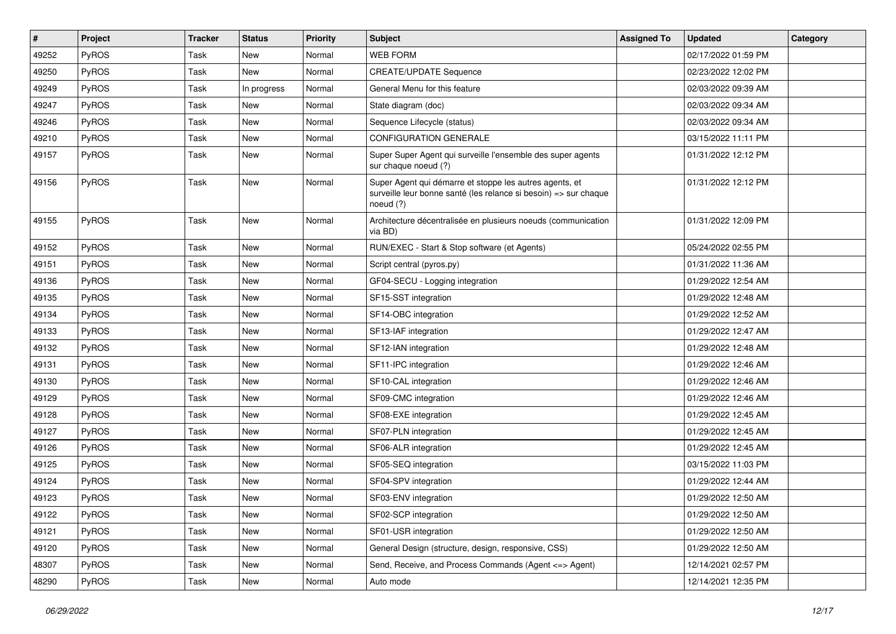| # | Project | Tracker | Status | Priority | Subject | Assigned To | Updated | Category |
|---|---|---|---|---|---|---|---|---|
| 49252 | PyROS | Task | New | Normal | WEB FORM | | 02/17/2022 01:59 PM | |
| 49250 | PyROS | Task | New | Normal | CREATE/UPDATE Sequence | | 02/23/2022 12:02 PM | |
| 49249 | PyROS | Task | In progress | Normal | General Menu for this feature | | 02/03/2022 09:39 AM | |
| 49247 | PyROS | Task | New | Normal | State diagram (doc) | | 02/03/2022 09:34 AM | |
| 49246 | PyROS | Task | New | Normal | Sequence Lifecycle (status) | | 02/03/2022 09:34 AM | |
| 49210 | PyROS | Task | New | Normal | CONFIGURATION GENERALE | | 03/15/2022 11:11 PM | |
| 49157 | PyROS | Task | New | Normal | Super Super Agent qui surveille l'ensemble des super agents sur chaque noeud (?) | | 01/31/2022 12:12 PM | |
| 49156 | PyROS | Task | New | Normal | Super Agent qui démarre et stoppe les autres agents, et surveille leur bonne santé (les relance si besoin) => sur chaque noeud (?) | | 01/31/2022 12:12 PM | |
| 49155 | PyROS | Task | New | Normal | Architecture décentralisée en plusieurs noeuds (communication via BD) | | 01/31/2022 12:09 PM | |
| 49152 | PyROS | Task | New | Normal | RUN/EXEC - Start & Stop software (et Agents) | | 05/24/2022 02:55 PM | |
| 49151 | PyROS | Task | New | Normal | Script central (pyros.py) | | 01/31/2022 11:36 AM | |
| 49136 | PyROS | Task | New | Normal | GF04-SECU - Logging integration | | 01/29/2022 12:54 AM | |
| 49135 | PyROS | Task | New | Normal | SF15-SST integration | | 01/29/2022 12:48 AM | |
| 49134 | PyROS | Task | New | Normal | SF14-OBC integration | | 01/29/2022 12:52 AM | |
| 49133 | PyROS | Task | New | Normal | SF13-IAF integration | | 01/29/2022 12:47 AM | |
| 49132 | PyROS | Task | New | Normal | SF12-IAN integration | | 01/29/2022 12:48 AM | |
| 49131 | PyROS | Task | New | Normal | SF11-IPC integration | | 01/29/2022 12:46 AM | |
| 49130 | PyROS | Task | New | Normal | SF10-CAL integration | | 01/29/2022 12:46 AM | |
| 49129 | PyROS | Task | New | Normal | SF09-CMC integration | | 01/29/2022 12:46 AM | |
| 49128 | PyROS | Task | New | Normal | SF08-EXE integration | | 01/29/2022 12:45 AM | |
| 49127 | PyROS | Task | New | Normal | SF07-PLN integration | | 01/29/2022 12:45 AM | |
| 49126 | PyROS | Task | New | Normal | SF06-ALR integration | | 01/29/2022 12:45 AM | |
| 49125 | PyROS | Task | New | Normal | SF05-SEQ integration | | 03/15/2022 11:03 PM | |
| 49124 | PyROS | Task | New | Normal | SF04-SPV integration | | 01/29/2022 12:44 AM | |
| 49123 | PyROS | Task | New | Normal | SF03-ENV integration | | 01/29/2022 12:50 AM | |
| 49122 | PyROS | Task | New | Normal | SF02-SCP integration | | 01/29/2022 12:50 AM | |
| 49121 | PyROS | Task | New | Normal | SF01-USR integration | | 01/29/2022 12:50 AM | |
| 49120 | PyROS | Task | New | Normal | General Design (structure, design, responsive, CSS) | | 01/29/2022 12:50 AM | |
| 48307 | PyROS | Task | New | Normal | Send, Receive, and Process Commands (Agent <=> Agent) | | 12/14/2021 02:57 PM | |
| 48290 | PyROS | Task | New | Normal | Auto mode | | 12/14/2021 12:35 PM | |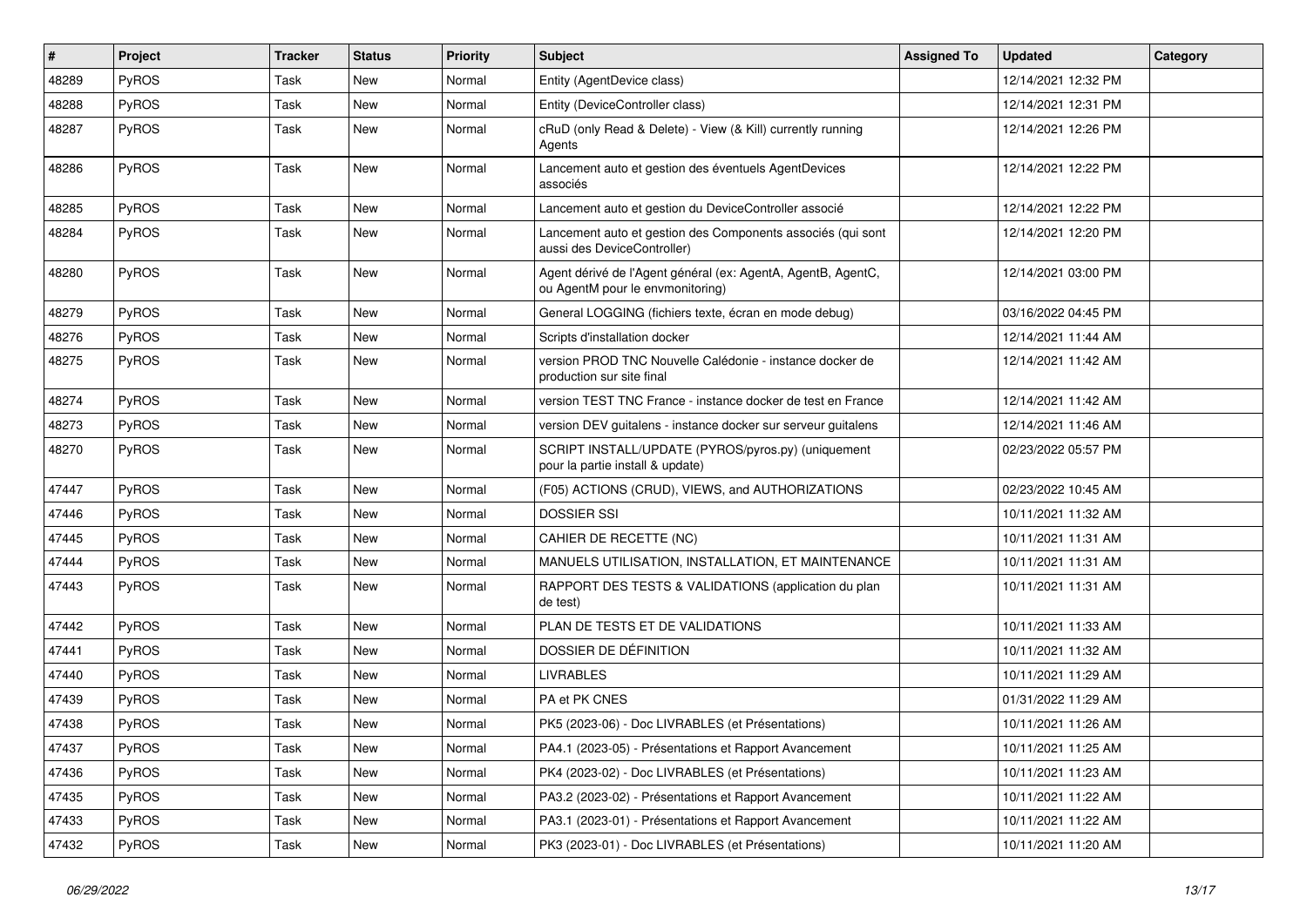| # | Project | Tracker | Status | Priority | Subject | Assigned To | Updated | Category |
|---|---|---|---|---|---|---|---|---|
| 48289 | PyROS | Task | New | Normal | Entity (AgentDevice class) | | 12/14/2021 12:32 PM | |
| 48288 | PyROS | Task | New | Normal | Entity (DeviceController class) | | 12/14/2021 12:31 PM | |
| 48287 | PyROS | Task | New | Normal | cRuD (only Read & Delete) - View (& Kill) currently running Agents | | 12/14/2021 12:26 PM | |
| 48286 | PyROS | Task | New | Normal | Lancement auto et gestion des éventuels AgentDevices associés | | 12/14/2021 12:22 PM | |
| 48285 | PyROS | Task | New | Normal | Lancement auto et gestion du DeviceController associé | | 12/14/2021 12:22 PM | |
| 48284 | PyROS | Task | New | Normal | Lancement auto et gestion des Components associés (qui sont aussi des DeviceController) | | 12/14/2021 12:20 PM | |
| 48280 | PyROS | Task | New | Normal | Agent dérivé de l'Agent général (ex: AgentA, AgentB, AgentC, ou AgentM pour le envmonitoring) | | 12/14/2021 03:00 PM | |
| 48279 | PyROS | Task | New | Normal | General LOGGING (fichiers texte, écran en mode debug) | | 03/16/2022 04:45 PM | |
| 48276 | PyROS | Task | New | Normal | Scripts d'installation docker | | 12/14/2021 11:44 AM | |
| 48275 | PyROS | Task | New | Normal | version PROD TNC Nouvelle Calédonie - instance docker de production sur site final | | 12/14/2021 11:42 AM | |
| 48274 | PyROS | Task | New | Normal | version TEST TNC France - instance docker de test en France | | 12/14/2021 11:42 AM | |
| 48273 | PyROS | Task | New | Normal | version DEV guitalens - instance docker sur serveur guitalens | | 12/14/2021 11:46 AM | |
| 48270 | PyROS | Task | New | Normal | SCRIPT INSTALL/UPDATE (PYROS/pyros.py) (uniquement pour la partie install & update) | | 02/23/2022 05:57 PM | |
| 47447 | PyROS | Task | New | Normal | (F05) ACTIONS (CRUD), VIEWS, and AUTHORIZATIONS | | 02/23/2022 10:45 AM | |
| 47446 | PyROS | Task | New | Normal | DOSSIER SSI | | 10/11/2021 11:32 AM | |
| 47445 | PyROS | Task | New | Normal | CAHIER DE RECETTE (NC) | | 10/11/2021 11:31 AM | |
| 47444 | PyROS | Task | New | Normal | MANUELS UTILISATION, INSTALLATION, ET MAINTENANCE | | 10/11/2021 11:31 AM | |
| 47443 | PyROS | Task | New | Normal | RAPPORT DES TESTS & VALIDATIONS (application du plan de test) | | 10/11/2021 11:31 AM | |
| 47442 | PyROS | Task | New | Normal | PLAN DE TESTS ET DE VALIDATIONS | | 10/11/2021 11:33 AM | |
| 47441 | PyROS | Task | New | Normal | DOSSIER DE DÉFINITION | | 10/11/2021 11:32 AM | |
| 47440 | PyROS | Task | New | Normal | LIVRABLES | | 10/11/2021 11:29 AM | |
| 47439 | PyROS | Task | New | Normal | PA et PK CNES | | 01/31/2022 11:29 AM | |
| 47438 | PyROS | Task | New | Normal | PK5 (2023-06) - Doc LIVRABLES (et Présentations) | | 10/11/2021 11:26 AM | |
| 47437 | PyROS | Task | New | Normal | PA4.1 (2023-05) - Présentations et Rapport Avancement | | 10/11/2021 11:25 AM | |
| 47436 | PyROS | Task | New | Normal | PK4 (2023-02) - Doc LIVRABLES (et Présentations) | | 10/11/2021 11:23 AM | |
| 47435 | PyROS | Task | New | Normal | PA3.2 (2023-02) - Présentations et Rapport Avancement | | 10/11/2021 11:22 AM | |
| 47433 | PyROS | Task | New | Normal | PA3.1 (2023-01) - Présentations et Rapport Avancement | | 10/11/2021 11:22 AM | |
| 47432 | PyROS | Task | New | Normal | PK3 (2023-01) - Doc LIVRABLES (et Présentations) | | 10/11/2021 11:20 AM | |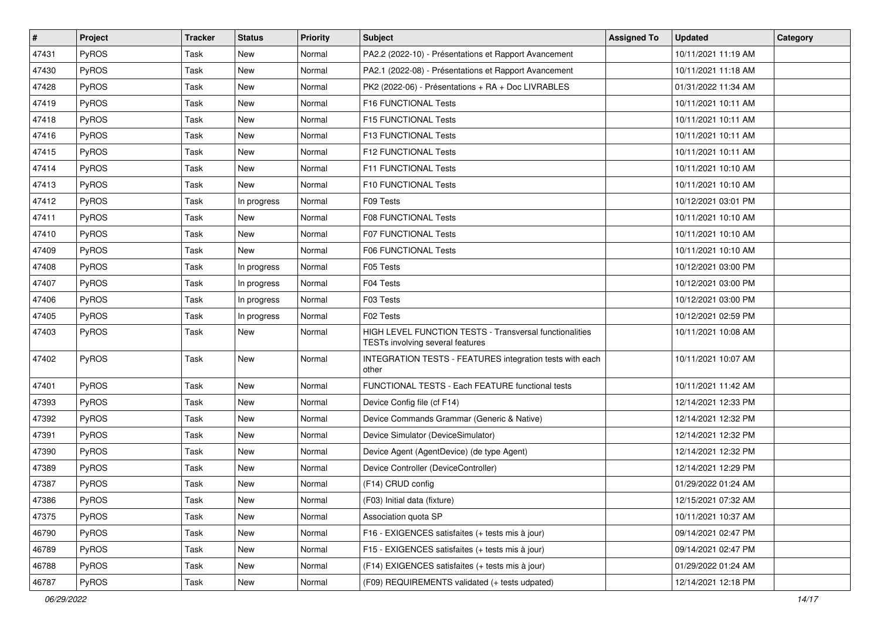| # | Project | Tracker | Status | Priority | Subject | Assigned To | Updated | Category |
|---|---|---|---|---|---|---|---|---|
| 47431 | PyROS | Task | New | Normal | PA2.2 (2022-10) - Présentations et Rapport Avancement | | 10/11/2021 11:19 AM | |
| 47430 | PyROS | Task | New | Normal | PA2.1 (2022-08) - Présentations et Rapport Avancement | | 10/11/2021 11:18 AM | |
| 47428 | PyROS | Task | New | Normal | PK2 (2022-06) - Présentations + RA + Doc LIVRABLES | | 01/31/2022 11:34 AM | |
| 47419 | PyROS | Task | New | Normal | F16 FUNCTIONAL Tests | | 10/11/2021 10:11 AM | |
| 47418 | PyROS | Task | New | Normal | F15 FUNCTIONAL Tests | | 10/11/2021 10:11 AM | |
| 47416 | PyROS | Task | New | Normal | F13 FUNCTIONAL Tests | | 10/11/2021 10:11 AM | |
| 47415 | PyROS | Task | New | Normal | F12 FUNCTIONAL Tests | | 10/11/2021 10:11 AM | |
| 47414 | PyROS | Task | New | Normal | F11 FUNCTIONAL Tests | | 10/11/2021 10:10 AM | |
| 47413 | PyROS | Task | New | Normal | F10 FUNCTIONAL Tests | | 10/11/2021 10:10 AM | |
| 47412 | PyROS | Task | In progress | Normal | F09 Tests | | 10/12/2021 03:01 PM | |
| 47411 | PyROS | Task | New | Normal | F08 FUNCTIONAL Tests | | 10/11/2021 10:10 AM | |
| 47410 | PyROS | Task | New | Normal | F07 FUNCTIONAL Tests | | 10/11/2021 10:10 AM | |
| 47409 | PyROS | Task | New | Normal | F06 FUNCTIONAL Tests | | 10/11/2021 10:10 AM | |
| 47408 | PyROS | Task | In progress | Normal | F05 Tests | | 10/12/2021 03:00 PM | |
| 47407 | PyROS | Task | In progress | Normal | F04 Tests | | 10/12/2021 03:00 PM | |
| 47406 | PyROS | Task | In progress | Normal | F03 Tests | | 10/12/2021 03:00 PM | |
| 47405 | PyROS | Task | In progress | Normal | F02 Tests | | 10/12/2021 02:59 PM | |
| 47403 | PyROS | Task | New | Normal | HIGH LEVEL FUNCTION TESTS - Transversal functionalities TESTs involving several features | | 10/11/2021 10:08 AM | |
| 47402 | PyROS | Task | New | Normal | INTEGRATION TESTS - FEATURES integration tests with each other | | 10/11/2021 10:07 AM | |
| 47401 | PyROS | Task | New | Normal | FUNCTIONAL TESTS - Each FEATURE functional tests | | 10/11/2021 11:42 AM | |
| 47393 | PyROS | Task | New | Normal | Device Config file (cf F14) | | 12/14/2021 12:33 PM | |
| 47392 | PyROS | Task | New | Normal | Device Commands Grammar (Generic & Native) | | 12/14/2021 12:32 PM | |
| 47391 | PyROS | Task | New | Normal | Device Simulator (DeviceSimulator) | | 12/14/2021 12:32 PM | |
| 47390 | PyROS | Task | New | Normal | Device Agent (AgentDevice) (de type Agent) | | 12/14/2021 12:32 PM | |
| 47389 | PyROS | Task | New | Normal | Device Controller (DeviceController) | | 12/14/2021 12:29 PM | |
| 47387 | PyROS | Task | New | Normal | (F14) CRUD config | | 01/29/2022 01:24 AM | |
| 47386 | PyROS | Task | New | Normal | (F03) Initial data (fixture) | | 12/15/2021 07:32 AM | |
| 47375 | PyROS | Task | New | Normal | Association quota SP | | 10/11/2021 10:37 AM | |
| 46790 | PyROS | Task | New | Normal | F16 - EXIGENCES satisfaites (+ tests mis à jour) | | 09/14/2021 02:47 PM | |
| 46789 | PyROS | Task | New | Normal | F15 - EXIGENCES satisfaites (+ tests mis à jour) | | 09/14/2021 02:47 PM | |
| 46788 | PyROS | Task | New | Normal | (F14) EXIGENCES satisfaites (+ tests mis à jour) | | 01/29/2022 01:24 AM | |
| 46787 | PyROS | Task | New | Normal | (F09) REQUIREMENTS validated (+ tests udpated) | | 12/14/2021 12:18 PM | |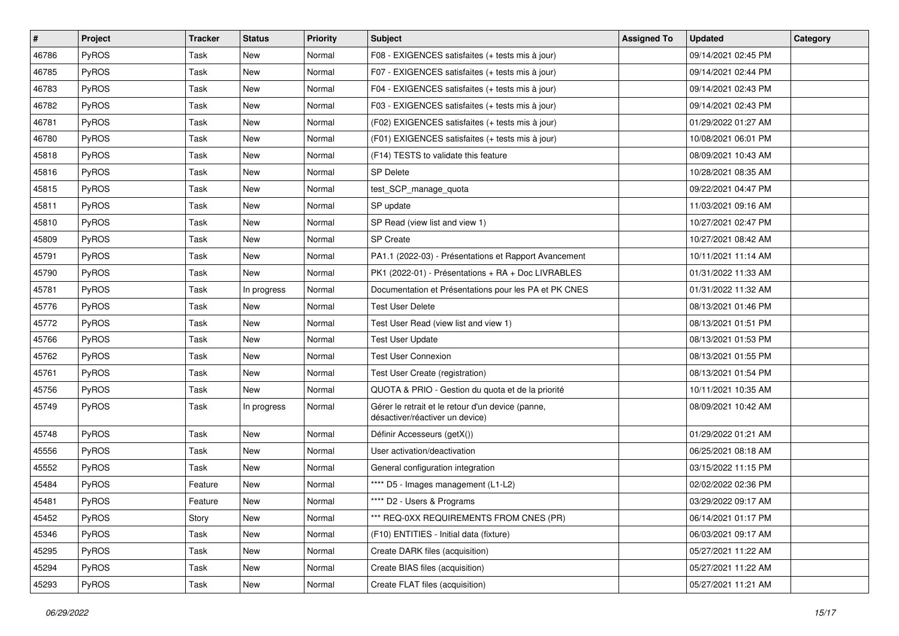| # | Project | Tracker | Status | Priority | Subject | Assigned To | Updated | Category |
|---|---|---|---|---|---|---|---|---|
| 46786 | PyROS | Task | New | Normal | F08 - EXIGENCES satisfaites (+ tests mis à jour) | | 09/14/2021 02:45 PM | |
| 46785 | PyROS | Task | New | Normal | F07 - EXIGENCES satisfaites (+ tests mis à jour) | | 09/14/2021 02:44 PM | |
| 46783 | PyROS | Task | New | Normal | F04 - EXIGENCES satisfaites (+ tests mis à jour) | | 09/14/2021 02:43 PM | |
| 46782 | PyROS | Task | New | Normal | F03 - EXIGENCES satisfaites (+ tests mis à jour) | | 09/14/2021 02:43 PM | |
| 46781 | PyROS | Task | New | Normal | (F02) EXIGENCES satisfaites (+ tests mis à jour) | | 01/29/2022 01:27 AM | |
| 46780 | PyROS | Task | New | Normal | (F01) EXIGENCES satisfaites (+ tests mis à jour) | | 10/08/2021 06:01 PM | |
| 45818 | PyROS | Task | New | Normal | (F14) TESTS to validate this feature | | 08/09/2021 10:43 AM | |
| 45816 | PyROS | Task | New | Normal | SP Delete | | 10/28/2021 08:35 AM | |
| 45815 | PyROS | Task | New | Normal | test_SCP_manage_quota | | 09/22/2021 04:47 PM | |
| 45811 | PyROS | Task | New | Normal | SP update | | 11/03/2021 09:16 AM | |
| 45810 | PyROS | Task | New | Normal | SP Read (view list and view 1) | | 10/27/2021 02:47 PM | |
| 45809 | PyROS | Task | New | Normal | SP Create | | 10/27/2021 08:42 AM | |
| 45791 | PyROS | Task | New | Normal | PA1.1 (2022-03) - Présentations et Rapport Avancement | | 10/11/2021 11:14 AM | |
| 45790 | PyROS | Task | New | Normal | PK1 (2022-01) - Présentations + RA + Doc LIVRABLES | | 01/31/2022 11:33 AM | |
| 45781 | PyROS | Task | In progress | Normal | Documentation et Présentations pour les PA et PK CNES | | 01/31/2022 11:32 AM | |
| 45776 | PyROS | Task | New | Normal | Test User Delete | | 08/13/2021 01:46 PM | |
| 45772 | PyROS | Task | New | Normal | Test User Read (view list and view 1) | | 08/13/2021 01:51 PM | |
| 45766 | PyROS | Task | New | Normal | Test User Update | | 08/13/2021 01:53 PM | |
| 45762 | PyROS | Task | New | Normal | Test User Connexion | | 08/13/2021 01:55 PM | |
| 45761 | PyROS | Task | New | Normal | Test User Create (registration) | | 08/13/2021 01:54 PM | |
| 45756 | PyROS | Task | New | Normal | QUOTA & PRIO - Gestion du quota et de la priorité | | 10/11/2021 10:35 AM | |
| 45749 | PyROS | Task | In progress | Normal | Gérer le retrait et le retour d'un device (panne, désactiver/réactiver un device) | | 08/09/2021 10:42 AM | |
| 45748 | PyROS | Task | New | Normal | Définir Accesseurs (getX()) | | 01/29/2022 01:21 AM | |
| 45556 | PyROS | Task | New | Normal | User activation/deactivation | | 06/25/2021 08:18 AM | |
| 45552 | PyROS | Task | New | Normal | General configuration integration | | 03/15/2022 11:15 PM | |
| 45484 | PyROS | Feature | New | Normal | **** D5 - Images management (L1-L2) | | 02/02/2022 02:36 PM | |
| 45481 | PyROS | Feature | New | Normal | **** D2 - Users & Programs | | 03/29/2022 09:17 AM | |
| 45452 | PyROS | Story | New | Normal | *** REQ-0XX REQUIREMENTS FROM CNES (PR) | | 06/14/2021 01:17 PM | |
| 45346 | PyROS | Task | New | Normal | (F10) ENTITIES - Initial data (fixture) | | 06/03/2021 09:17 AM | |
| 45295 | PyROS | Task | New | Normal | Create DARK files (acquisition) | | 05/27/2021 11:22 AM | |
| 45294 | PyROS | Task | New | Normal | Create BIAS files (acquisition) | | 05/27/2021 11:22 AM | |
| 45293 | PyROS | Task | New | Normal | Create FLAT files (acquisition) | | 05/27/2021 11:21 AM | |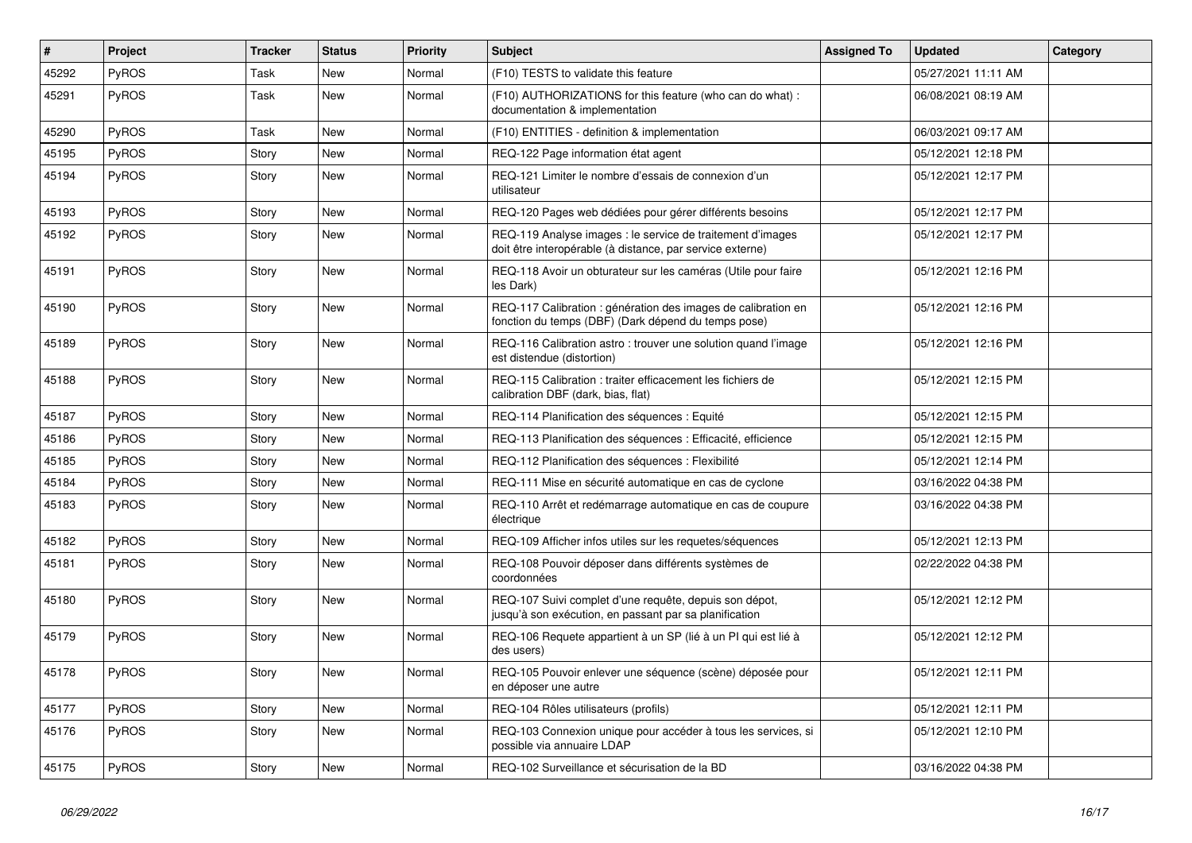| # | Project | Tracker | Status | Priority | Subject | Assigned To | Updated | Category |
|---|---|---|---|---|---|---|---|---|
| 45292 | PyROS | Task | New | Normal | (F10) TESTS to validate this feature | | 05/27/2021 11:11 AM | |
| 45291 | PyROS | Task | New | Normal | (F10) AUTHORIZATIONS for this feature (who can do what) : documentation & implementation | | 06/08/2021 08:19 AM | |
| 45290 | PyROS | Task | New | Normal | (F10) ENTITIES - definition & implementation | | 06/03/2021 09:17 AM | |
| 45195 | PyROS | Story | New | Normal | REQ-122 Page information état agent | | 05/12/2021 12:18 PM | |
| 45194 | PyROS | Story | New | Normal | REQ-121 Limiter le nombre d'essais de connexion d'un utilisateur | | 05/12/2021 12:17 PM | |
| 45193 | PyROS | Story | New | Normal | REQ-120 Pages web dédiées pour gérer différents besoins | | 05/12/2021 12:17 PM | |
| 45192 | PyROS | Story | New | Normal | REQ-119 Analyse images : le service de traitement d'images doit être interopérable (à distance, par service externe) | | 05/12/2021 12:17 PM | |
| 45191 | PyROS | Story | New | Normal | REQ-118 Avoir un obturateur sur les caméras (Utile pour faire les Dark) | | 05/12/2021 12:16 PM | |
| 45190 | PyROS | Story | New | Normal | REQ-117 Calibration : génération des images de calibration en fonction du temps (DBF) (Dark dépend du temps pose) | | 05/12/2021 12:16 PM | |
| 45189 | PyROS | Story | New | Normal | REQ-116 Calibration astro : trouver une solution quand l'image est distendue (distortion) | | 05/12/2021 12:16 PM | |
| 45188 | PyROS | Story | New | Normal | REQ-115 Calibration : traiter efficacement les fichiers de calibration DBF (dark, bias, flat) | | 05/12/2021 12:15 PM | |
| 45187 | PyROS | Story | New | Normal | REQ-114 Planification des séquences : Equité | | 05/12/2021 12:15 PM | |
| 45186 | PyROS | Story | New | Normal | REQ-113 Planification des séquences : Efficacité, efficience | | 05/12/2021 12:15 PM | |
| 45185 | PyROS | Story | New | Normal | REQ-112 Planification des séquences : Flexibilité | | 05/12/2021 12:14 PM | |
| 45184 | PyROS | Story | New | Normal | REQ-111 Mise en sécurité automatique en cas de cyclone | | 03/16/2022 04:38 PM | |
| 45183 | PyROS | Story | New | Normal | REQ-110 Arrêt et redémarrage automatique en cas de coupure électrique | | 03/16/2022 04:38 PM | |
| 45182 | PyROS | Story | New | Normal | REQ-109 Afficher infos utiles sur les requetes/séquences | | 05/12/2021 12:13 PM | |
| 45181 | PyROS | Story | New | Normal | REQ-108 Pouvoir déposer dans différents systèmes de coordonnées | | 02/22/2022 04:38 PM | |
| 45180 | PyROS | Story | New | Normal | REQ-107 Suivi complet d'une requête, depuis son dépot, jusqu'à son exécution, en passant par sa planification | | 05/12/2021 12:12 PM | |
| 45179 | PyROS | Story | New | Normal | REQ-106 Requete appartient à un SP (lié à un PI qui est lié à des users) | | 05/12/2021 12:12 PM | |
| 45178 | PyROS | Story | New | Normal | REQ-105 Pouvoir enlever une séquence (scène) déposée pour en déposer une autre | | 05/12/2021 12:11 PM | |
| 45177 | PyROS | Story | New | Normal | REQ-104 Rôles utilisateurs (profils) | | 05/12/2021 12:11 PM | |
| 45176 | PyROS | Story | New | Normal | REQ-103 Connexion unique pour accéder à tous les services, si possible via annuaire LDAP | | 05/12/2021 12:10 PM | |
| 45175 | PyROS | Story | New | Normal | REQ-102 Surveillance et sécurisation de la BD | | 03/16/2022 04:38 PM | |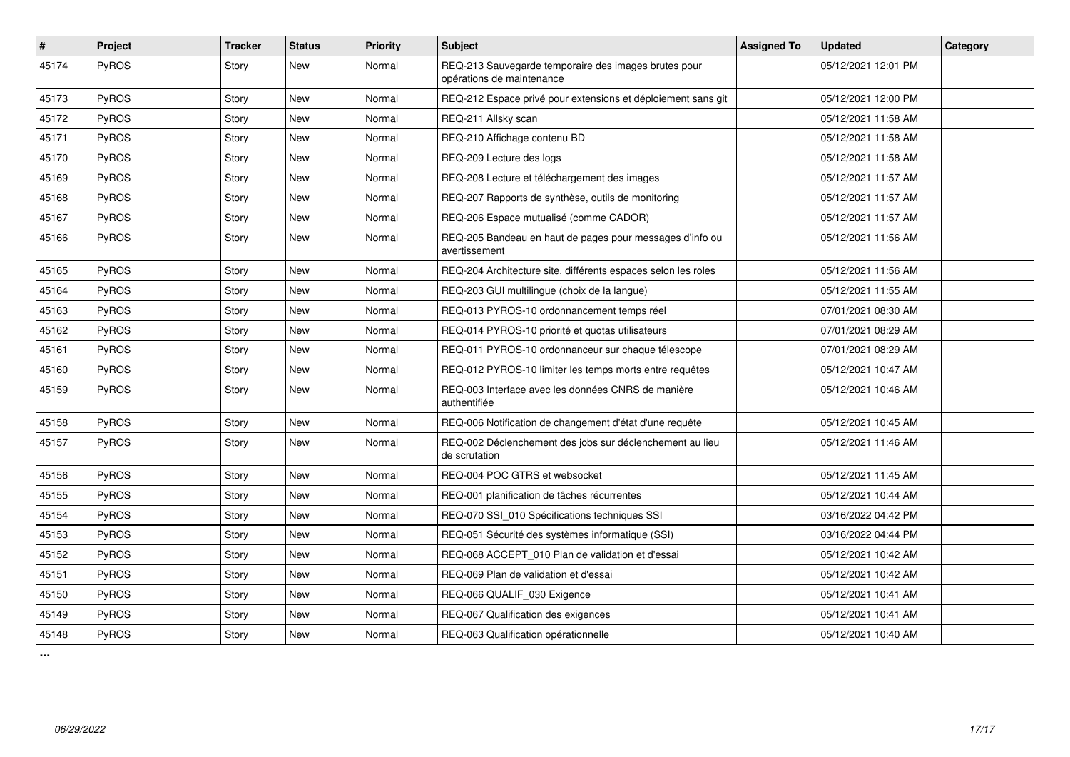| # | Project | Tracker | Status | Priority | Subject | Assigned To | Updated | Category |
|---|---|---|---|---|---|---|---|---|
| 45174 | PyROS | Story | New | Normal | REQ-213 Sauvegarde temporaire des images brutes pour opérations de maintenance | | 05/12/2021 12:01 PM | |
| 45173 | PyROS | Story | New | Normal | REQ-212 Espace privé pour extensions et déploiement sans git | | 05/12/2021 12:00 PM | |
| 45172 | PyROS | Story | New | Normal | REQ-211 Allsky scan | | 05/12/2021 11:58 AM | |
| 45171 | PyROS | Story | New | Normal | REQ-210 Affichage contenu BD | | 05/12/2021 11:58 AM | |
| 45170 | PyROS | Story | New | Normal | REQ-209 Lecture des logs | | 05/12/2021 11:58 AM | |
| 45169 | PyROS | Story | New | Normal | REQ-208 Lecture et téléchargement des images | | 05/12/2021 11:57 AM | |
| 45168 | PyROS | Story | New | Normal | REQ-207 Rapports de synthèse, outils de monitoring | | 05/12/2021 11:57 AM | |
| 45167 | PyROS | Story | New | Normal | REQ-206 Espace mutualisé (comme CADOR) | | 05/12/2021 11:57 AM | |
| 45166 | PyROS | Story | New | Normal | REQ-205 Bandeau en haut de pages pour messages d'info ou avertissement | | 05/12/2021 11:56 AM | |
| 45165 | PyROS | Story | New | Normal | REQ-204 Architecture site, différents espaces selon les roles | | 05/12/2021 11:56 AM | |
| 45164 | PyROS | Story | New | Normal | REQ-203 GUI multilingue (choix de la langue) | | 05/12/2021 11:55 AM | |
| 45163 | PyROS | Story | New | Normal | REQ-013 PYROS-10 ordonnancement temps réel | | 07/01/2021 08:30 AM | |
| 45162 | PyROS | Story | New | Normal | REQ-014 PYROS-10 priorité et quotas utilisateurs | | 07/01/2021 08:29 AM | |
| 45161 | PyROS | Story | New | Normal | REQ-011 PYROS-10 ordonnanceur sur chaque télescope | | 07/01/2021 08:29 AM | |
| 45160 | PyROS | Story | New | Normal | REQ-012 PYROS-10 limiter les temps morts entre requêtes | | 05/12/2021 10:47 AM | |
| 45159 | PyROS | Story | New | Normal | REQ-003 Interface avec les données CNRS de manière authentifiée | | 05/12/2021 10:46 AM | |
| 45158 | PyROS | Story | New | Normal | REQ-006 Notification de changement d'état d'une requête | | 05/12/2021 10:45 AM | |
| 45157 | PyROS | Story | New | Normal | REQ-002 Déclenchement des jobs sur déclenchement au lieu de scrutation | | 05/12/2021 11:46 AM | |
| 45156 | PyROS | Story | New | Normal | REQ-004 POC GTRS et websocket | | 05/12/2021 11:45 AM | |
| 45155 | PyROS | Story | New | Normal | REQ-001 planification de tâches récurrentes | | 05/12/2021 10:44 AM | |
| 45154 | PyROS | Story | New | Normal | REQ-070 SSI_010 Spécifications techniques SSI | | 03/16/2022 04:42 PM | |
| 45153 | PyROS | Story | New | Normal | REQ-051 Sécurité des systèmes informatique (SSI) | | 03/16/2022 04:44 PM | |
| 45152 | PyROS | Story | New | Normal | REQ-068 ACCEPT_010 Plan de validation et d'essai | | 05/12/2021 10:42 AM | |
| 45151 | PyROS | Story | New | Normal | REQ-069 Plan de validation et d'essai | | 05/12/2021 10:42 AM | |
| 45150 | PyROS | Story | New | Normal | REQ-066 QUALIF_030 Exigence | | 05/12/2021 10:41 AM | |
| 45149 | PyROS | Story | New | Normal | REQ-067 Qualification des exigences | | 05/12/2021 10:41 AM | |
| 45148 | PyROS | Story | New | Normal | REQ-063 Qualification opérationnelle | | 05/12/2021 10:40 AM | |

...